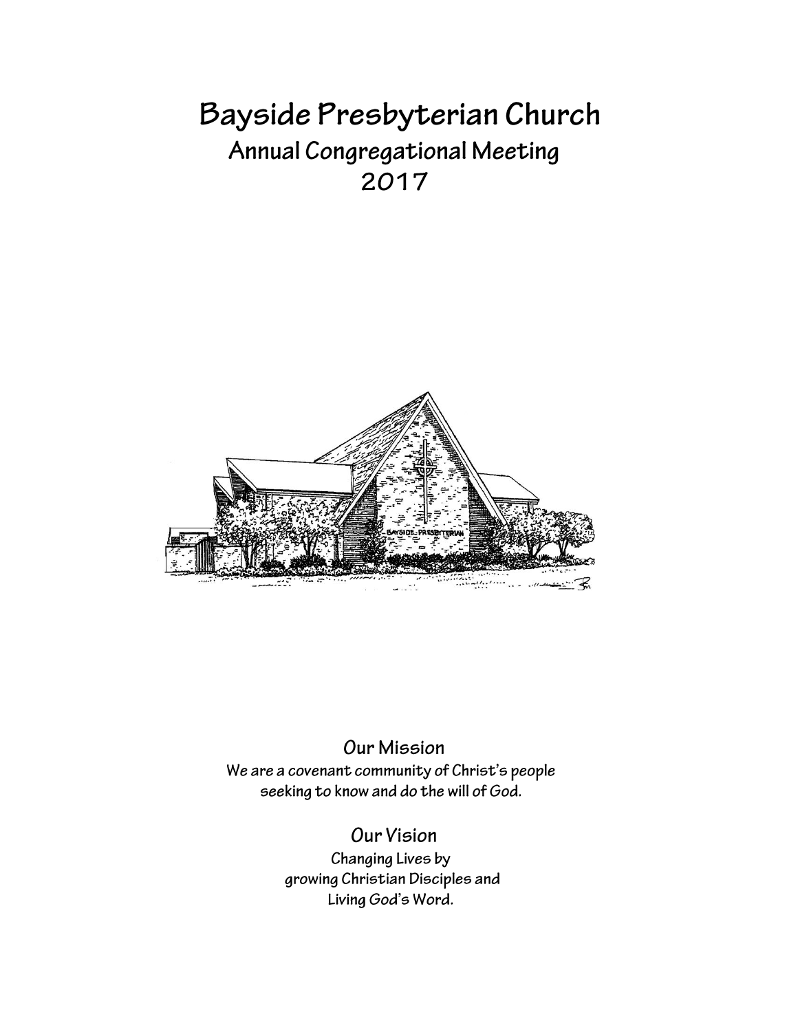# Bayside Presbyterian Church

## Annual Congregational Meeting

## 2017

### Our Mission

We are a covenant community of Christ's people seeking to know and do the will of God.

### Our Vision

Changing Lives by
growing Christian Disciples and
Living God's Word.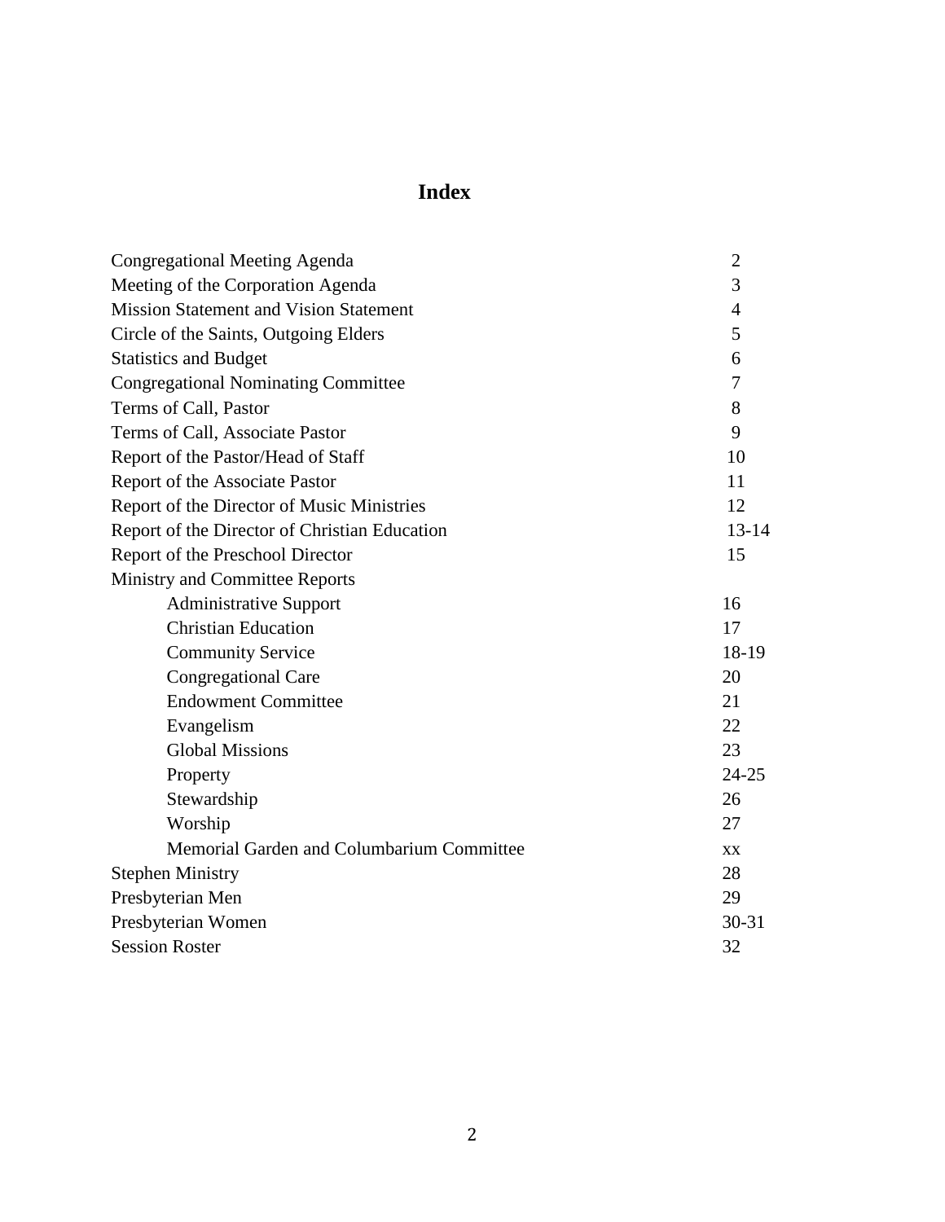# Index

| | |
|---|---|
| Congregational Meeting Agenda | 2 |
| Meeting of the Corporation Agenda | 3 |
| Mission Statement and Vision Statement | 4 |
| Circle of the Saints, Outgoing Elders | 5 |
| Statistics and Budget | 6 |
| Congregational Nominating Committee | 7 |
| Terms of Call, Pastor | 8 |
| Terms of Call, Associate Pastor | 9 |
| Report of the Pastor/Head of Staff | 10 |
| Report of the Associate Pastor | 11 |
| Report of the Director of Music Ministries | 12 |
| Report of the Director of Christian Education | 13-14 |
| Report of the Preschool Director | 15 |
| Ministry and Committee Reports | |
| Administrative Support | 16 |
| Christian Education | 17 |
| Community Service | 18-19 |
| Congregational Care | 20 |
| Endowment Committee | 21 |
| Evangelism | 22 |
| Global Missions | 23 |
| Property | 24-25 |
| Stewardship | 26 |
| Worship | 27 |
| Memorial Garden and Columbarium Committee | xx |
| Stephen Ministry | 28 |
| Presbyterian Men | 29 |
| Presbyterian Women | 30-31 |
| Session Roster | 32 |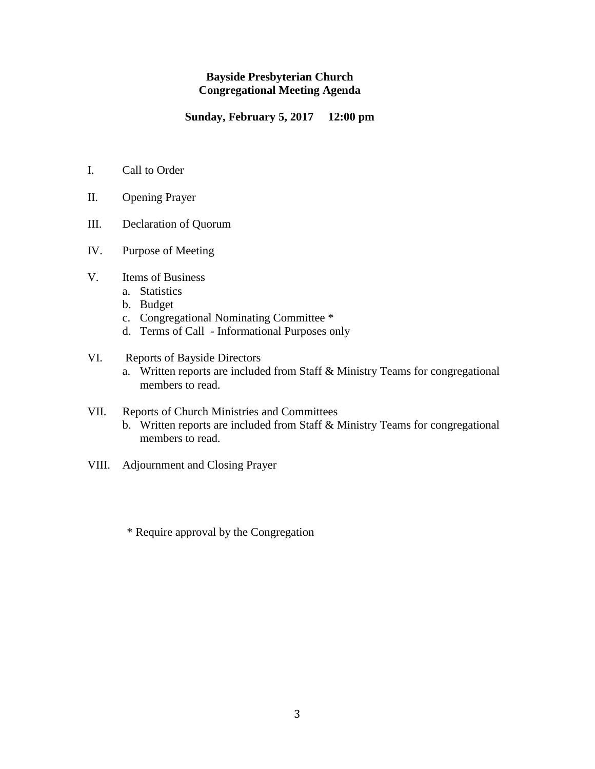**Bayside Presbyterian Church**
**Congregational Meeting Agenda**

**Sunday, February 5, 2017 12:00 pm**

I. Call to Order

II. Opening Prayer

III. Declaration of Quorum

IV. Purpose of Meeting

V. Items of Business
   a. Statistics
   b. Budget
   c. Congregational Nominating Committee *
   d. Terms of Call - Informational Purposes only

VI. Reports of Bayside Directors
   a. Written reports are included from Staff & Ministry Teams for congregational members to read.

VII. Reports of Church Ministries and Committees
   b. Written reports are included from Staff & Ministry Teams for congregational members to read.

VIII. Adjournment and Closing Prayer

\* Require approval by the Congregation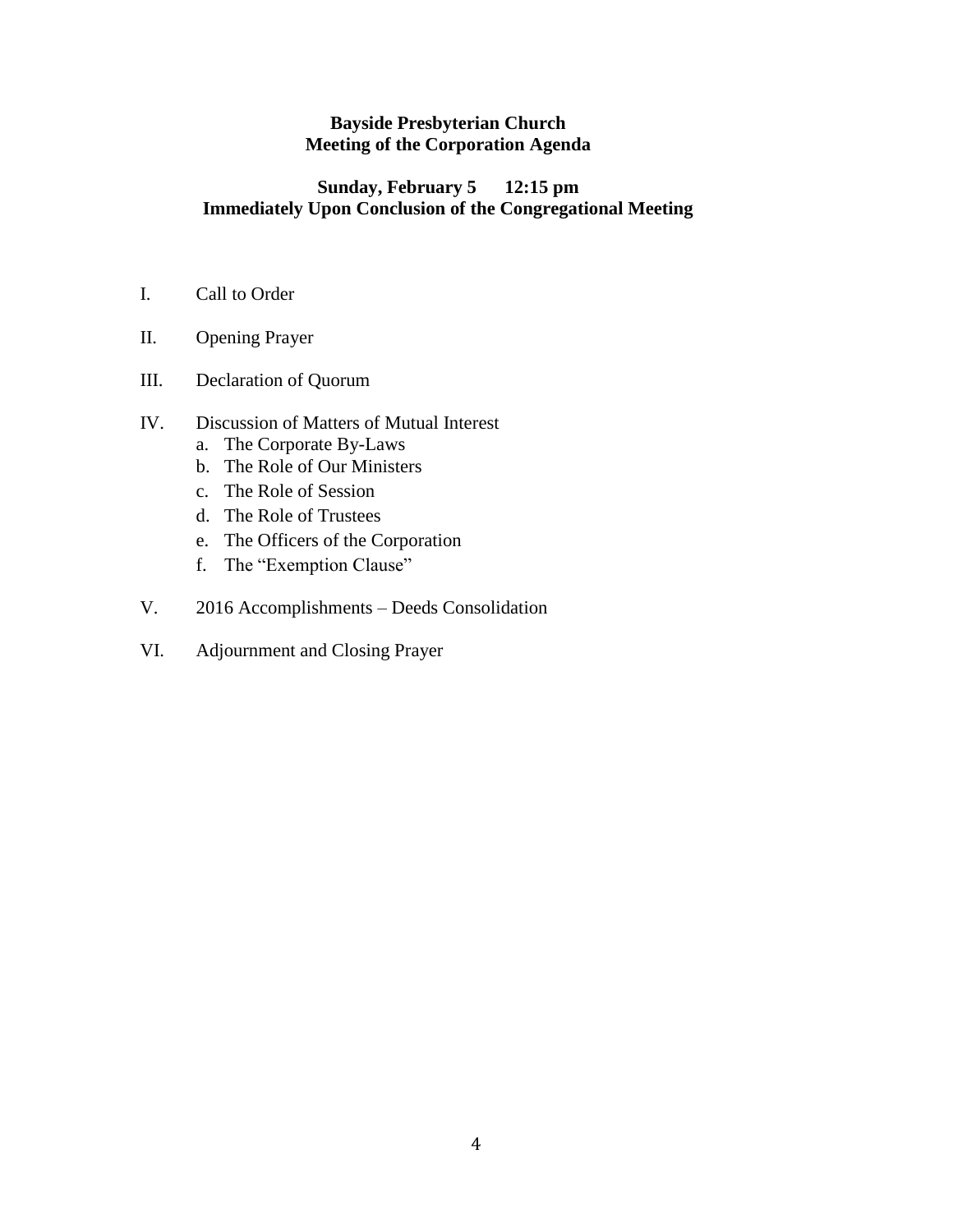**Bayside Presbyterian Church**
**Meeting of the Corporation Agenda**

**Sunday, February 5 12:15 pm**
**Immediately Upon Conclusion of the Congregational Meeting**

I. Call to Order

II. Opening Prayer

III. Declaration of Quorum

IV. Discussion of Matters of Mutual Interest
   a. The Corporate By-Laws
   b. The Role of Our Ministers
   c. The Role of Session
   d. The Role of Trustees
   e. The Officers of the Corporation
   f. The "Exemption Clause"

V. 2016 Accomplishments – Deeds Consolidation

VI. Adjournment and Closing Prayer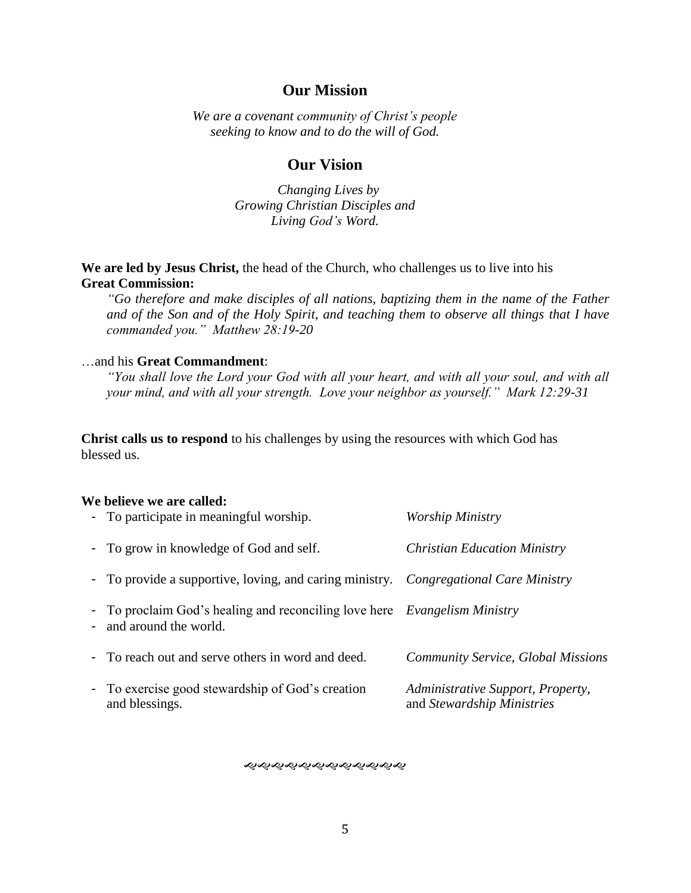## Our Mission

*We are a covenant community of Christ's people*
*seeking to know and to do the will of God.*

## Our Vision

*Changing Lives by*
*Growing Christian Disciples and*
*Living God's Word.*

**We are led by Jesus Christ,** the head of the Church, who challenges us to live into his **Great Commission:**

> *"Go therefore and make disciples of all nations, baptizing them in the name of the Father and of the Son and of the Holy Spirit, and teaching them to observe all things that I have commanded you." Matthew 28:19-20*

…and his **Great Commandment**:

> *"You shall love the Lord your God with all your heart, and with all your soul, and with all your mind, and with all your strength. Love your neighbor as yourself." Mark 12:29-31*

**Christ calls us to respond** to his challenges by using the resources with which God has blessed us.

**We believe we are called:**

| | |
|---|---|
| - To participate in meaningful worship. | *Worship Ministry* |
| - To grow in knowledge of God and self. | *Christian Education Ministry* |
| - To provide a supportive, loving, and caring ministry. | *Congregational Care Ministry* |
| - To proclaim God's healing and reconciling love here - and around the world. | *Evangelism Ministry* |
| - To reach out and serve others in word and deed. | *Community Service, Global Missions* |
| - To exercise good stewardship of God's creation and blessings. | *Administrative Support, Property,* and *Stewardship Ministries* |

ஐஐஐஐஐஐஐஐஐஐஐஐஐ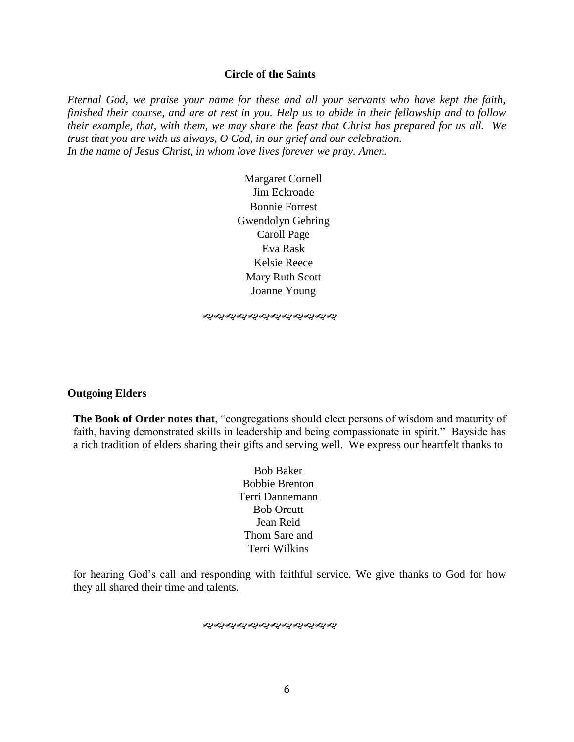## Circle of the Saints

*Eternal God, we praise your name for these and all your servants who have kept the faith, finished their course, and are at rest in you. Help us to abide in their fellowship and to follow their example, that, with them, we may share the feast that Christ has prepared for us all. We trust that you are with us always, O God, in our grief and our celebration.*
*In the name of Jesus Christ, in whom love lives forever we pray. Amen.*

Margaret Cornell
Jim Eckroade
Bonnie Forrest
Gwendolyn Gehring
Caroll Page
Eva Rask
Kelsie Reece
Mary Ruth Scott
Joanne Young

ରେରେରେରେରେରେରେ

## Outgoing Elders

**The Book of Order notes that**, "congregations should elect persons of wisdom and maturity of faith, having demonstrated skills in leadership and being compassionate in spirit." Bayside has a rich tradition of elders sharing their gifts and serving well. We express our heartfelt thanks to

Bob Baker
Bobbie Brenton
Terri Dannemann
Bob Orcutt
Jean Reid
Thom Sare and
Terri Wilkins

for hearing God's call and responding with faithful service. We give thanks to God for how they all shared their time and talents.

ରେରେରେରେରେରେରେ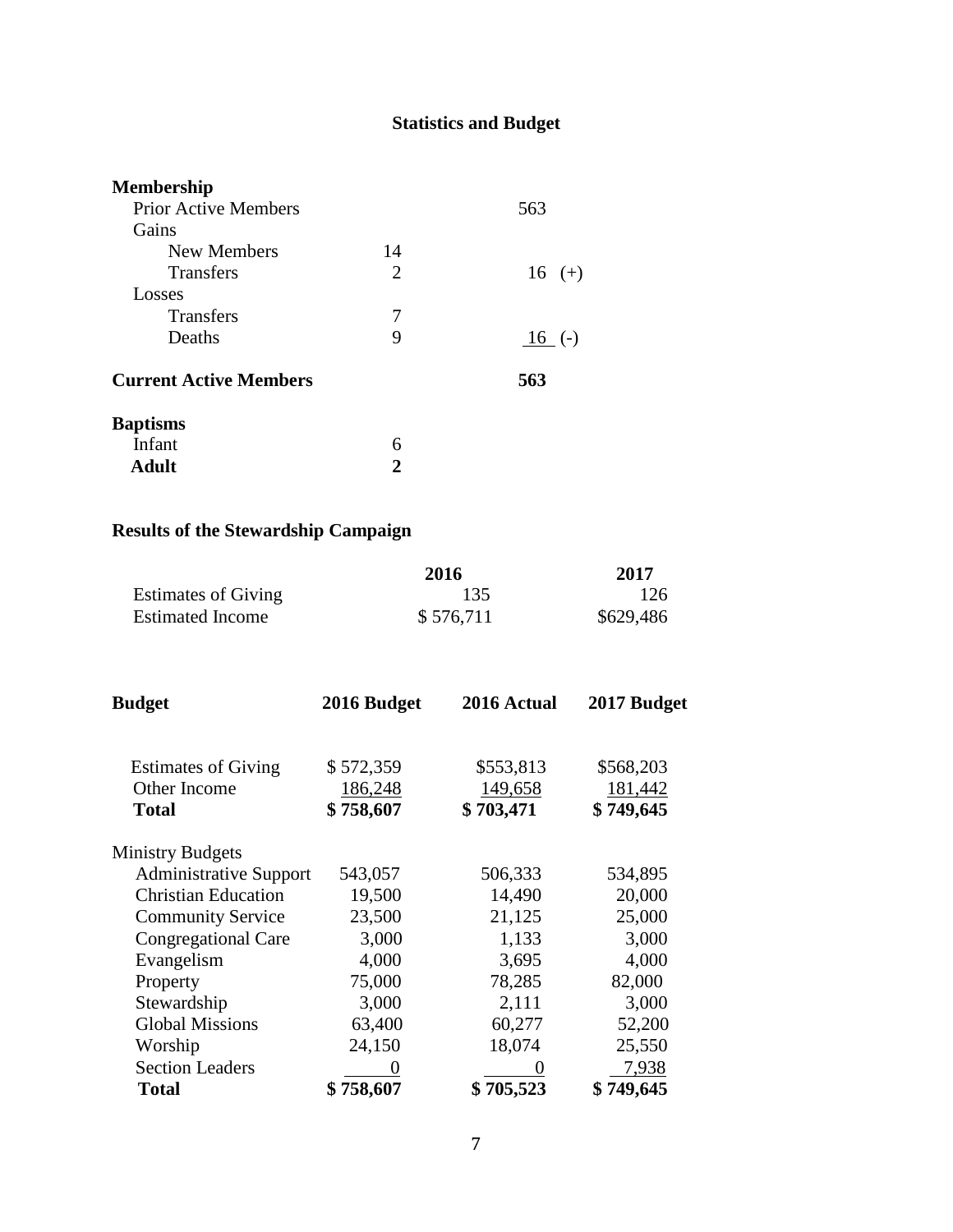# Statistics and Budget

| **Membership** | | |
|---|---|---|
| Prior Active Members | | 563 |
| Gains | | |
| New Members | 14 | |
| Transfers | 2 | 16 (+) |
| Losses | | |
| Transfers | 7 | |
| Deaths | 9 | 16 (-) |
| **Current Active Members** | | **563** |

| **Baptisms** | |
|---|---|
| Infant | 6 |
| **Adult** | **2** |

## Results of the Stewardship Campaign

| | **2016** | **2017** |
|---|---|---|
| Estimates of Giving | 135 | 126 |
| Estimated Income | $ 576,711 | $629,486 |

| **Budget** | **2016 Budget** | **2016 Actual** | **2017 Budget** |
|---|---|---|---|
| Estimates of Giving | $ 572,359 | $553,813 | $568,203 |
| Other Income | 186,248 | 149,658 | 181,442 |
| **Total** | **$ 758,607** | **$ 703,471** | **$ 749,645** |
| Ministry Budgets | | | |
| Administrative Support | 543,057 | 506,333 | 534,895 |
| Christian Education | 19,500 | 14,490 | 20,000 |
| Community Service | 23,500 | 21,125 | 25,000 |
| Congregational Care | 3,000 | 1,133 | 3,000 |
| Evangelism | 4,000 | 3,695 | 4,000 |
| Property | 75,000 | 78,285 | 82,000 |
| Stewardship | 3,000 | 2,111 | 3,000 |
| Global Missions | 63,400 | 60,277 | 52,200 |
| Worship | 24,150 | 18,074 | 25,550 |
| Section Leaders | 0 | 0 | 7,938 |
| **Total** | **$ 758,607** | **$ 705,523** | **$ 749,645** |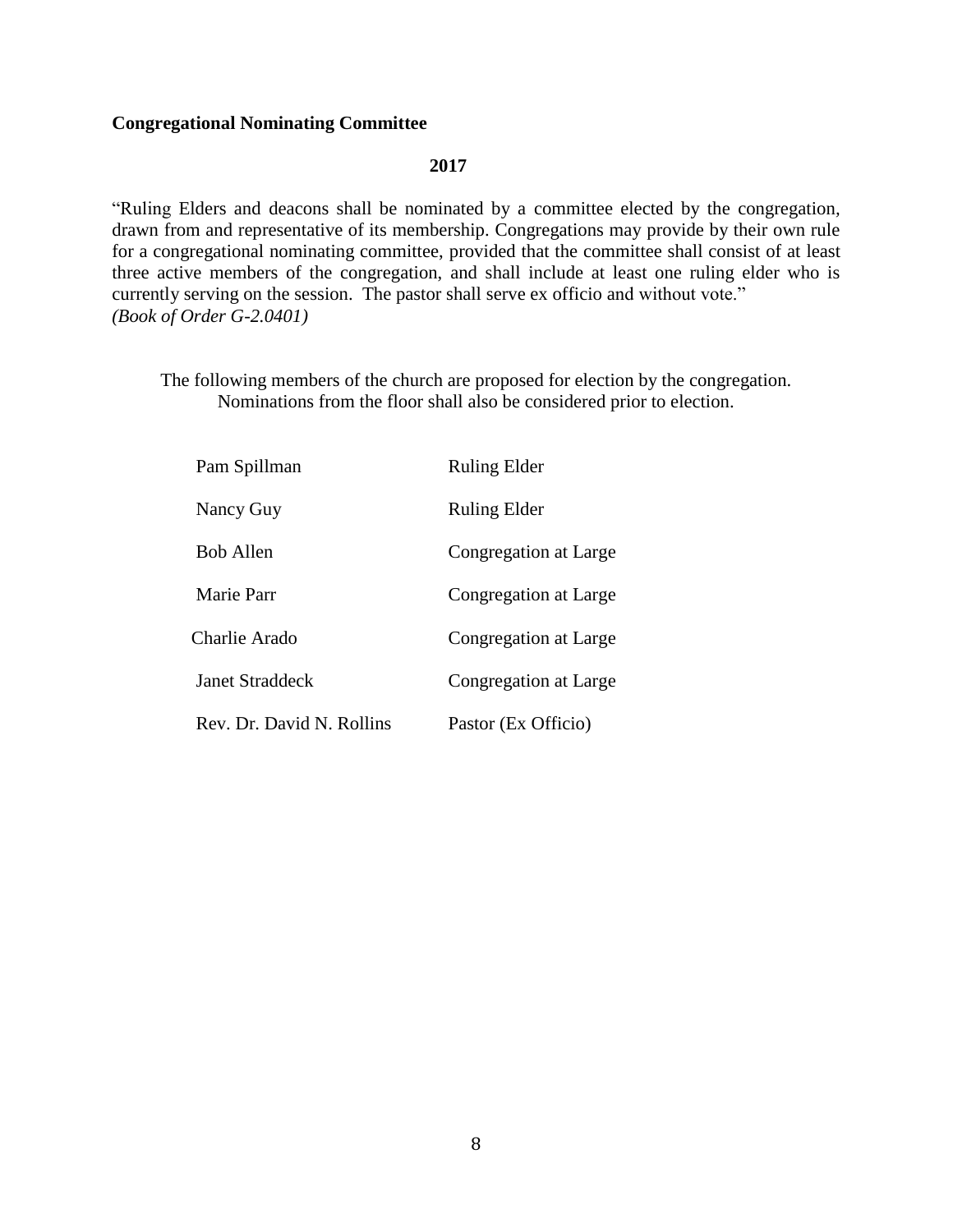## Congregational Nominating Committee

**2017**

"Ruling Elders and deacons shall be nominated by a committee elected by the congregation, drawn from and representative of its membership. Congregations may provide by their own rule for a congregational nominating committee, provided that the committee shall consist of at least three active members of the congregation, and shall include at least one ruling elder who is currently serving on the session. The pastor shall serve ex officio and without vote."
*(Book of Order G-2.0401)*

The following members of the church are proposed for election by the congregation.
Nominations from the floor shall also be considered prior to election.

| | |
|---|---|
| Pam Spillman | Ruling Elder |
| Nancy Guy | Ruling Elder |
| Bob Allen | Congregation at Large |
| Marie Parr | Congregation at Large |
| Charlie Arado | Congregation at Large |
| Janet Straddeck | Congregation at Large |
| Rev. Dr. David N. Rollins | Pastor (Ex Officio) |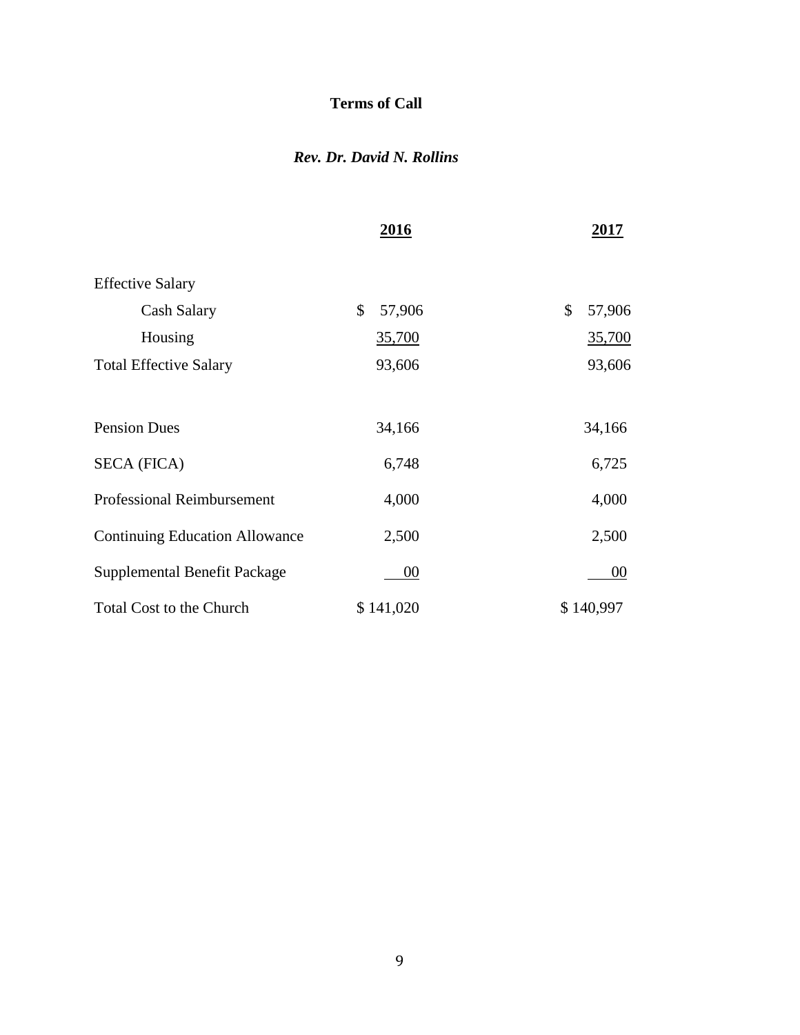## Terms of Call

### *Rev. Dr. David N. Rollins*

| | 2016 | 2017 |
|---|---|---|
| Effective Salary | | |
| Cash Salary | $ 57,906 | $ 57,906 |
| Housing | 35,700 | 35,700 |
| Total Effective Salary | 93,606 | 93,606 |
| | | |
| Pension Dues | 34,166 | 34,166 |
| SECA (FICA) | 6,748 | 6,725 |
| Professional Reimbursement | 4,000 | 4,000 |
| Continuing Education Allowance | 2,500 | 2,500 |
| Supplemental Benefit Package | 00 | 00 |
| Total Cost to the Church | $ 141,020 | $ 140,997 |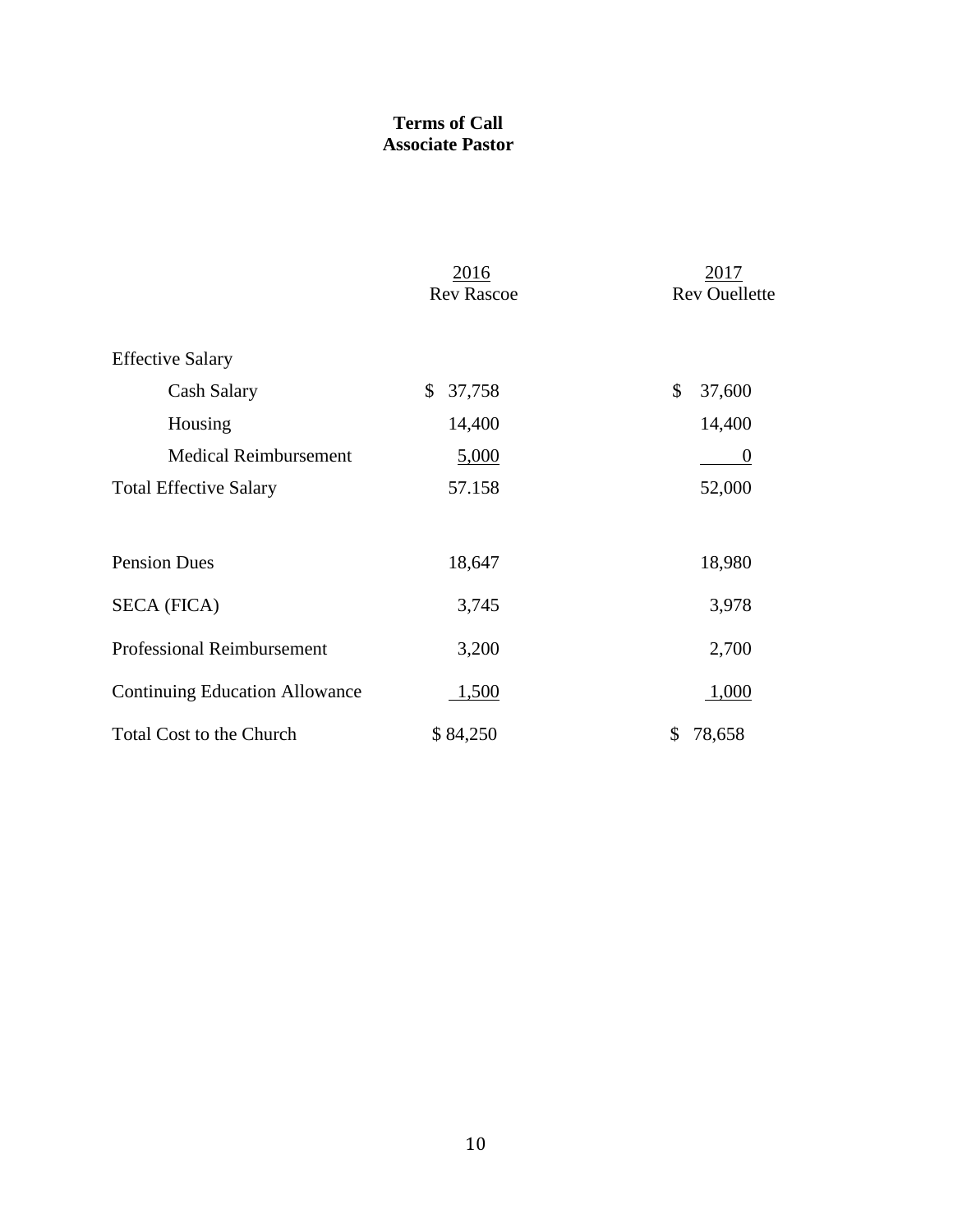**Terms of Call**
**Associate Pastor**

| | 2016<br>Rev Rascoe | 2017<br>Rev Ouellette |
|---|---|---|
| Effective Salary | | |
| Cash Salary | $ 37,758 | $ 37,600 |
| Housing | 14,400 | 14,400 |
| Medical Reimbursement | 5,000 | 0 |
| Total Effective Salary | 57.158 | 52,000 |
| Pension Dues | 18,647 | 18,980 |
| SECA (FICA) | 3,745 | 3,978 |
| Professional Reimbursement | 3,200 | 2,700 |
| Continuing Education Allowance | 1,500 | 1,000 |
| Total Cost to the Church | $ 84,250 | $ 78,658 |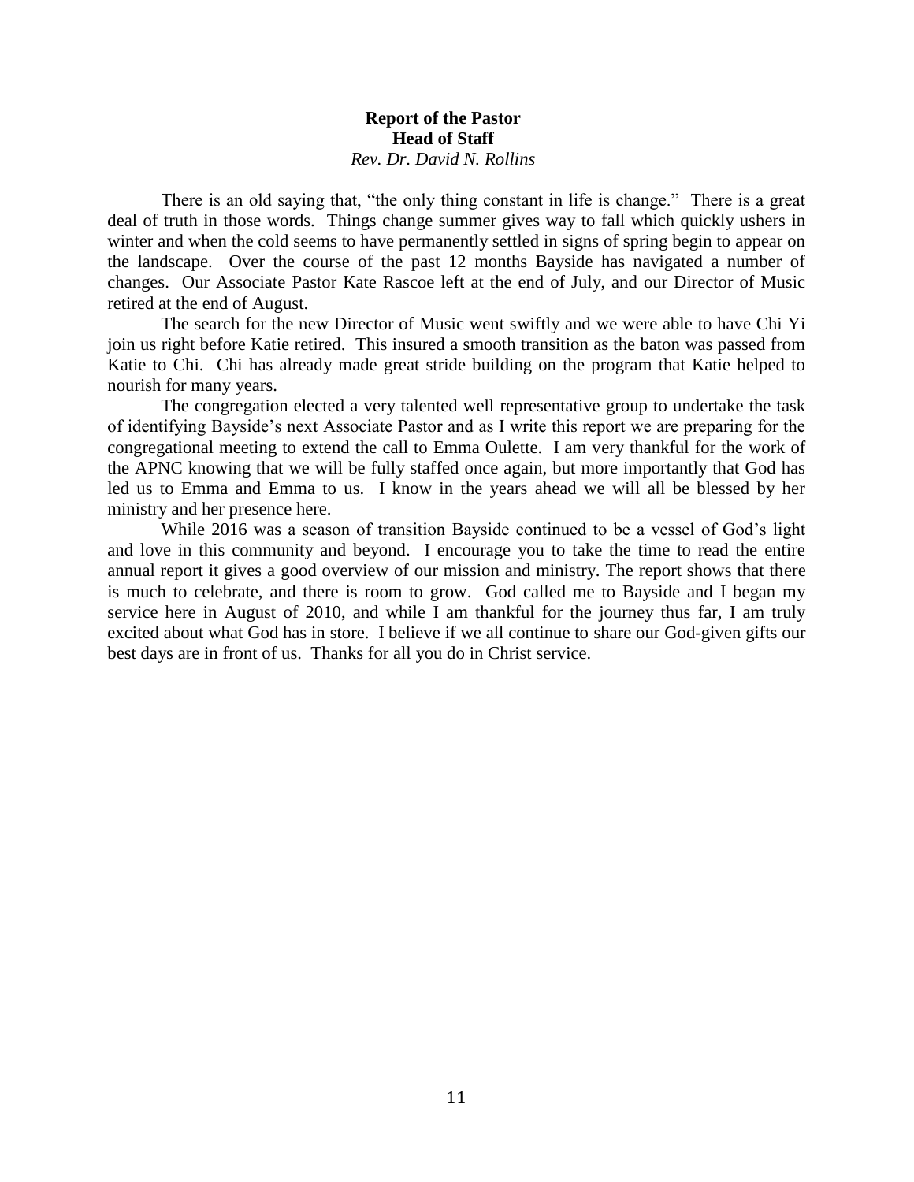**Report of the Pastor**
**Head of Staff**
*Rev. Dr. David N. Rollins*

There is an old saying that, "the only thing constant in life is change." There is a great deal of truth in those words. Things change summer gives way to fall which quickly ushers in winter and when the cold seems to have permanently settled in signs of spring begin to appear on the landscape. Over the course of the past 12 months Bayside has navigated a number of changes. Our Associate Pastor Kate Rascoe left at the end of July, and our Director of Music retired at the end of August.

The search for the new Director of Music went swiftly and we were able to have Chi Yi join us right before Katie retired. This insured a smooth transition as the baton was passed from Katie to Chi. Chi has already made great stride building on the program that Katie helped to nourish for many years.

The congregation elected a very talented well representative group to undertake the task of identifying Bayside's next Associate Pastor and as I write this report we are preparing for the congregational meeting to extend the call to Emma Oulette. I am very thankful for the work of the APNC knowing that we will be fully staffed once again, but more importantly that God has led us to Emma and Emma to us. I know in the years ahead we will all be blessed by her ministry and her presence here.

While 2016 was a season of transition Bayside continued to be a vessel of God's light and love in this community and beyond. I encourage you to take the time to read the entire annual report it gives a good overview of our mission and ministry. The report shows that there is much to celebrate, and there is room to grow. God called me to Bayside and I began my service here in August of 2010, and while I am thankful for the journey thus far, I am truly excited about what God has in store. I believe if we all continue to share our God-given gifts our best days are in front of us. Thanks for all you do in Christ service.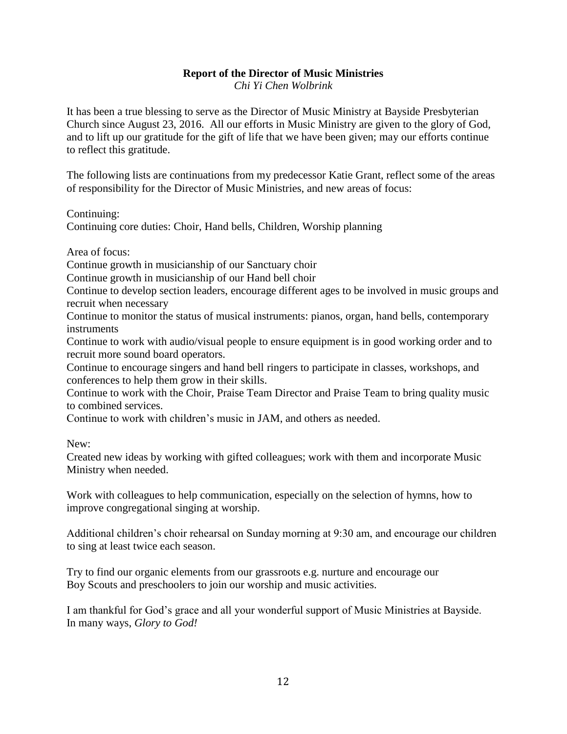## Report of the Director of Music Ministries

*Chi Yi Chen Wolbrink*

It has been a true blessing to serve as the Director of Music Ministry at Bayside Presbyterian Church since August 23, 2016. All our efforts in Music Ministry are given to the glory of God, and to lift up our gratitude for the gift of life that we have been given; may our efforts continue to reflect this gratitude.

The following lists are continuations from my predecessor Katie Grant, reflect some of the areas of responsibility for the Director of Music Ministries, and new areas of focus:

Continuing:
Continuing core duties: Choir, Hand bells, Children, Worship planning

Area of focus:
Continue growth in musicianship of our Sanctuary choir
Continue growth in musicianship of our Hand bell choir
Continue to develop section leaders, encourage different ages to be involved in music groups and recruit when necessary
Continue to monitor the status of musical instruments: pianos, organ, hand bells, contemporary instruments
Continue to work with audio/visual people to ensure equipment is in good working order and to recruit more sound board operators.
Continue to encourage singers and hand bell ringers to participate in classes, workshops, and conferences to help them grow in their skills.
Continue to work with the Choir, Praise Team Director and Praise Team to bring quality music to combined services.
Continue to work with children's music in JAM, and others as needed.

New:
Created new ideas by working with gifted colleagues; work with them and incorporate Music Ministry when needed.

Work with colleagues to help communication, especially on the selection of hymns, how to improve congregational singing at worship.

Additional children's choir rehearsal on Sunday morning at 9:30 am, and encourage our children to sing at least twice each season.

Try to find our organic elements from our grassroots e.g. nurture and encourage our Boy Scouts and preschoolers to join our worship and music activities.

I am thankful for God's grace and all your wonderful support of Music Ministries at Bayside. In many ways, *Glory to God!*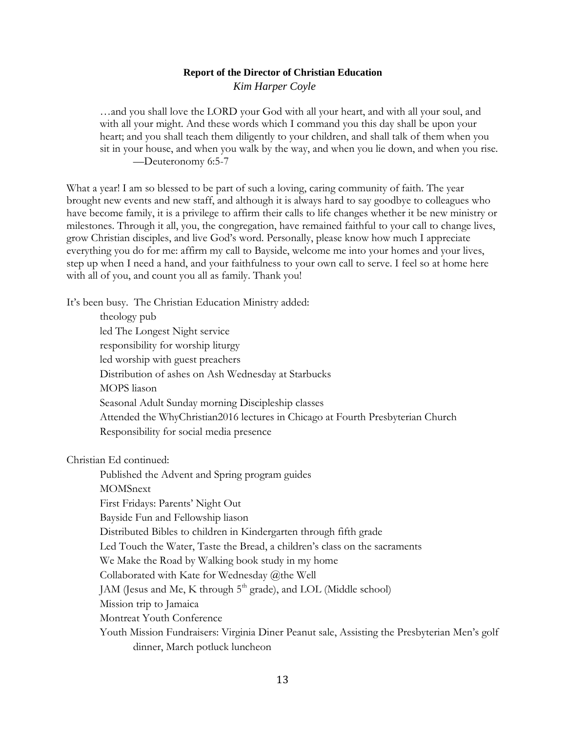**Report of the Director of Christian Education**

*Kim Harper Coyle*

> …and you shall love the LORD your God with all your heart, and with all your soul, and with all your might. And these words which I command you this day shall be upon your heart; and you shall teach them diligently to your children, and shall talk of them when you sit in your house, and when you walk by the way, and when you lie down, and when you rise.
> —Deuteronomy 6:5-7

What a year! I am so blessed to be part of such a loving, caring community of faith. The year brought new events and new staff, and although it is always hard to say goodbye to colleagues who have become family, it is a privilege to affirm their calls to life changes whether it be new ministry or milestones. Through it all, you, the congregation, have remained faithful to your call to change lives, grow Christian disciples, and live God's word. Personally, please know how much I appreciate everything you do for me: affirm my call to Bayside, welcome me into your homes and your lives, step up when I need a hand, and your faithfulness to your own call to serve. I feel so at home here with all of you, and count you all as family. Thank you!

It's been busy. The Christian Education Ministry added:

- theology pub
- led The Longest Night service
- responsibility for worship liturgy
- led worship with guest preachers
- Distribution of ashes on Ash Wednesday at Starbucks
- MOPS liason
- Seasonal Adult Sunday morning Discipleship classes
- Attended the WhyChristian2016 lectures in Chicago at Fourth Presbyterian Church
- Responsibility for social media presence

Christian Ed continued:

- Published the Advent and Spring program guides
- MOMSnext
- First Fridays: Parents' Night Out
- Bayside Fun and Fellowship liason
- Distributed Bibles to children in Kindergarten through fifth grade
- Led Touch the Water, Taste the Bread, a children's class on the sacraments
- We Make the Road by Walking book study in my home
- Collaborated with Kate for Wednesday @the Well
- JAM (Jesus and Me, K through 5th grade), and LOL (Middle school)
- Mission trip to Jamaica
- Montreat Youth Conference
- Youth Mission Fundraisers: Virginia Diner Peanut sale, Assisting the Presbyterian Men's golf dinner, March potluck luncheon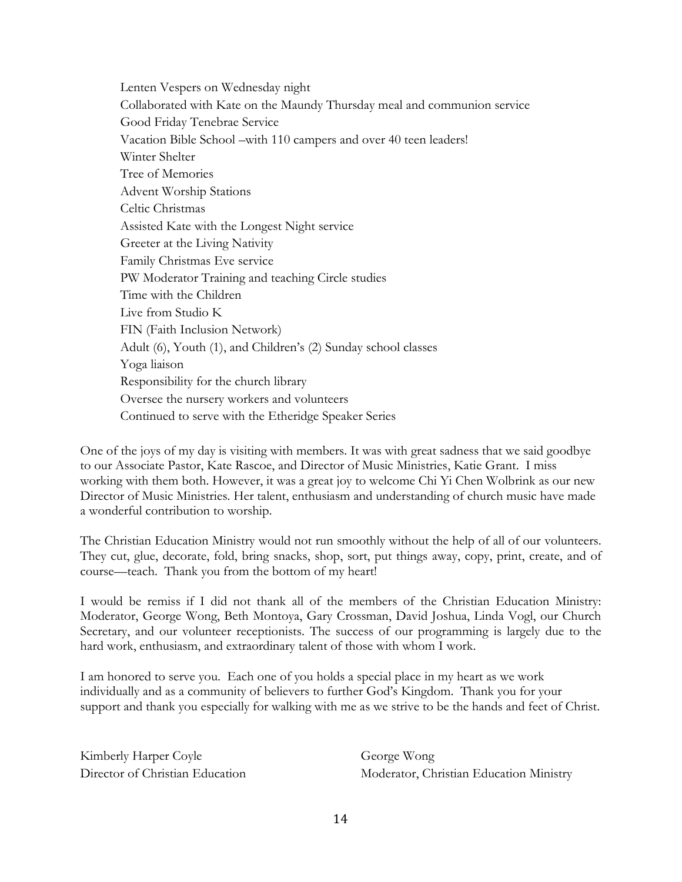- Lenten Vespers on Wednesday night
- Collaborated with Kate on the Maundy Thursday meal and communion service
- Good Friday Tenebrae Service
- Vacation Bible School –with 110 campers and over 40 teen leaders!
- Winter Shelter
- Tree of Memories
- Advent Worship Stations
- Celtic Christmas
- Assisted Kate with the Longest Night service
- Greeter at the Living Nativity
- Family Christmas Eve service
- PW Moderator Training and teaching Circle studies
- Time with the Children
- Live from Studio K
- FIN (Faith Inclusion Network)
- Adult (6), Youth (1), and Children's (2) Sunday school classes
- Yoga liaison
- Responsibility for the church library
- Oversee the nursery workers and volunteers
- Continued to serve with the Etheridge Speaker Series

One of the joys of my day is visiting with members. It was with great sadness that we said goodbye to our Associate Pastor, Kate Rascoe, and Director of Music Ministries, Katie Grant. I miss working with them both. However, it was a great joy to welcome Chi Yi Chen Wolbrink as our new Director of Music Ministries. Her talent, enthusiasm and understanding of church music have made a wonderful contribution to worship.

The Christian Education Ministry would not run smoothly without the help of all of our volunteers. They cut, glue, decorate, fold, bring snacks, shop, sort, put things away, copy, print, create, and of course—teach. Thank you from the bottom of my heart!

I would be remiss if I did not thank all of the members of the Christian Education Ministry: Moderator, George Wong, Beth Montoya, Gary Crossman, David Joshua, Linda Vogl, our Church Secretary, and our volunteer receptionists. The success of our programming is largely due to the hard work, enthusiasm, and extraordinary talent of those with whom I work.

I am honored to serve you. Each one of you holds a special place in my heart as we work individually and as a community of believers to further God's Kingdom. Thank you for your support and thank you especially for walking with me as we strive to be the hands and feet of Christ.

Kimberly Harper Coyle
Director of Christian Education

George Wong
Moderator, Christian Education Ministry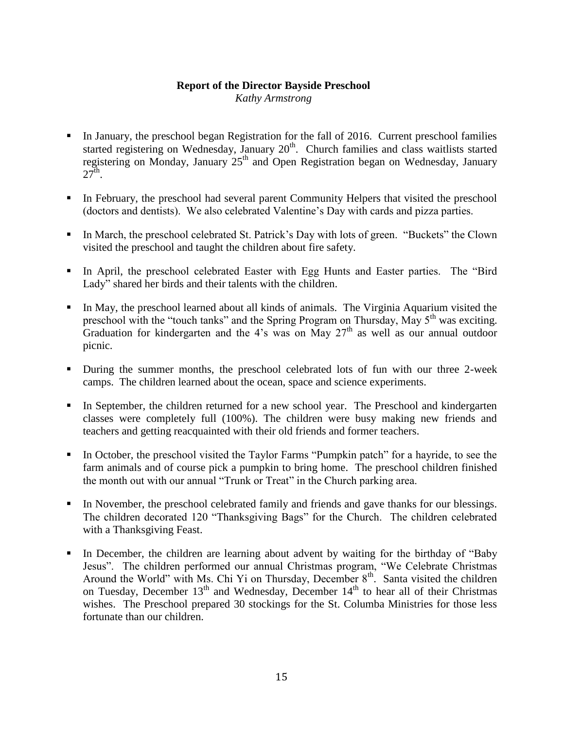**Report of the Director Bayside Preschool**

*Kathy Armstrong*

- In January, the preschool began Registration for the fall of 2016. Current preschool families started registering on Wednesday, January 20th. Church families and class waitlists started registering on Monday, January 25th and Open Registration began on Wednesday, January 27th.
- In February, the preschool had several parent Community Helpers that visited the preschool (doctors and dentists). We also celebrated Valentine's Day with cards and pizza parties.
- In March, the preschool celebrated St. Patrick's Day with lots of green. "Buckets" the Clown visited the preschool and taught the children about fire safety.
- In April, the preschool celebrated Easter with Egg Hunts and Easter parties. The "Bird Lady" shared her birds and their talents with the children.
- In May, the preschool learned about all kinds of animals. The Virginia Aquarium visited the preschool with the "touch tanks" and the Spring Program on Thursday, May 5th was exciting. Graduation for kindergarten and the 4's was on May 27th as well as our annual outdoor picnic.
- During the summer months, the preschool celebrated lots of fun with our three 2-week camps. The children learned about the ocean, space and science experiments.
- In September, the children returned for a new school year. The Preschool and kindergarten classes were completely full (100%). The children were busy making new friends and teachers and getting reacquainted with their old friends and former teachers.
- In October, the preschool visited the Taylor Farms "Pumpkin patch" for a hayride, to see the farm animals and of course pick a pumpkin to bring home. The preschool children finished the month out with our annual "Trunk or Treat" in the Church parking area.
- In November, the preschool celebrated family and friends and gave thanks for our blessings. The children decorated 120 "Thanksgiving Bags" for the Church. The children celebrated with a Thanksgiving Feast.
- In December, the children are learning about advent by waiting for the birthday of "Baby Jesus". The children performed our annual Christmas program, "We Celebrate Christmas Around the World" with Ms. Chi Yi on Thursday, December 8th. Santa visited the children on Tuesday, December 13th and Wednesday, December 14th to hear all of their Christmas wishes. The Preschool prepared 30 stockings for the St. Columba Ministries for those less fortunate than our children.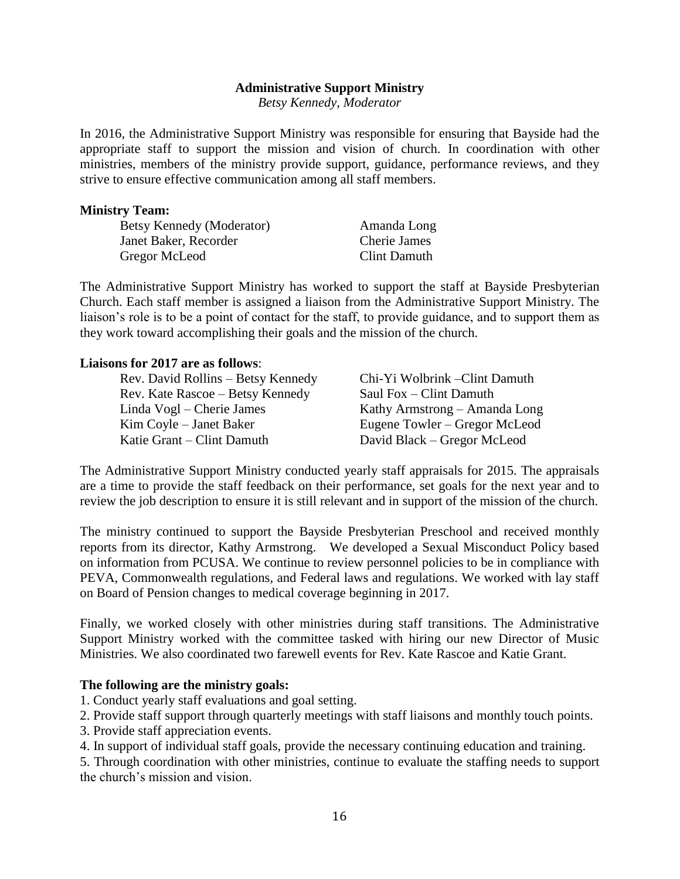## Administrative Support Ministry

*Betsy Kennedy, Moderator*

In 2016, the Administrative Support Ministry was responsible for ensuring that Bayside had the appropriate staff to support the mission and vision of church. In coordination with other ministries, members of the ministry provide support, guidance, performance reviews, and they strive to ensure effective communication among all staff members.

**Ministry Team:**

Betsy Kennedy (Moderator)
Janet Baker, Recorder
Gregor McLeod
Amanda Long
Cherie James
Clint Damuth

The Administrative Support Ministry has worked to support the staff at Bayside Presbyterian Church. Each staff member is assigned a liaison from the Administrative Support Ministry. The liaison's role is to be a point of contact for the staff, to provide guidance, and to support them as they work toward accomplishing their goals and the mission of the church.

**Liaisons for 2017 are as follows**:

Rev. David Rollins – Betsy Kennedy
Rev. Kate Rascoe – Betsy Kennedy
Linda Vogl – Cherie James
Kim Coyle – Janet Baker
Katie Grant – Clint Damuth
Chi-Yi Wolbrink –Clint Damuth
Saul Fox – Clint Damuth
Kathy Armstrong – Amanda Long
Eugene Towler – Gregor McLeod
David Black – Gregor McLeod

The Administrative Support Ministry conducted yearly staff appraisals for 2015. The appraisals are a time to provide the staff feedback on their performance, set goals for the next year and to review the job description to ensure it is still relevant and in support of the mission of the church.

The ministry continued to support the Bayside Presbyterian Preschool and received monthly reports from its director, Kathy Armstrong. We developed a Sexual Misconduct Policy based on information from PCUSA. We continue to review personnel policies to be in compliance with PEVA, Commonwealth regulations, and Federal laws and regulations. We worked with lay staff on Board of Pension changes to medical coverage beginning in 2017.

Finally, we worked closely with other ministries during staff transitions. The Administrative Support Ministry worked with the committee tasked with hiring our new Director of Music Ministries. We also coordinated two farewell events for Rev. Kate Rascoe and Katie Grant.

**The following are the ministry goals:**

1. Conduct yearly staff evaluations and goal setting.
2. Provide staff support through quarterly meetings with staff liaisons and monthly touch points.
3. Provide staff appreciation events.
4. In support of individual staff goals, provide the necessary continuing education and training.
5. Through coordination with other ministries, continue to evaluate the staffing needs to support the church's mission and vision.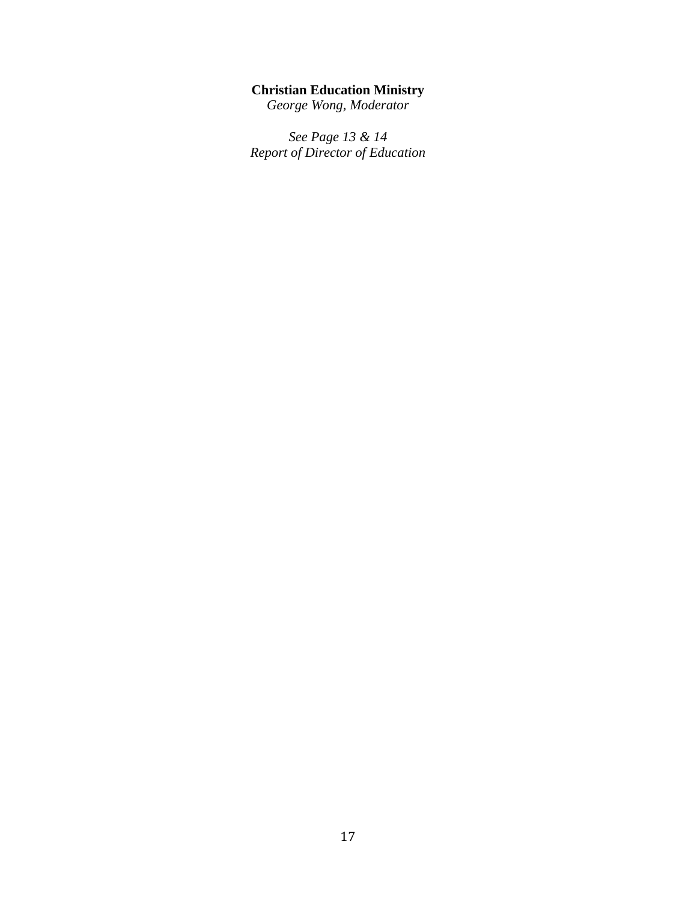**Christian Education Ministry**
*George Wong, Moderator*

*See Page 13 & 14*
*Report of Director of Education*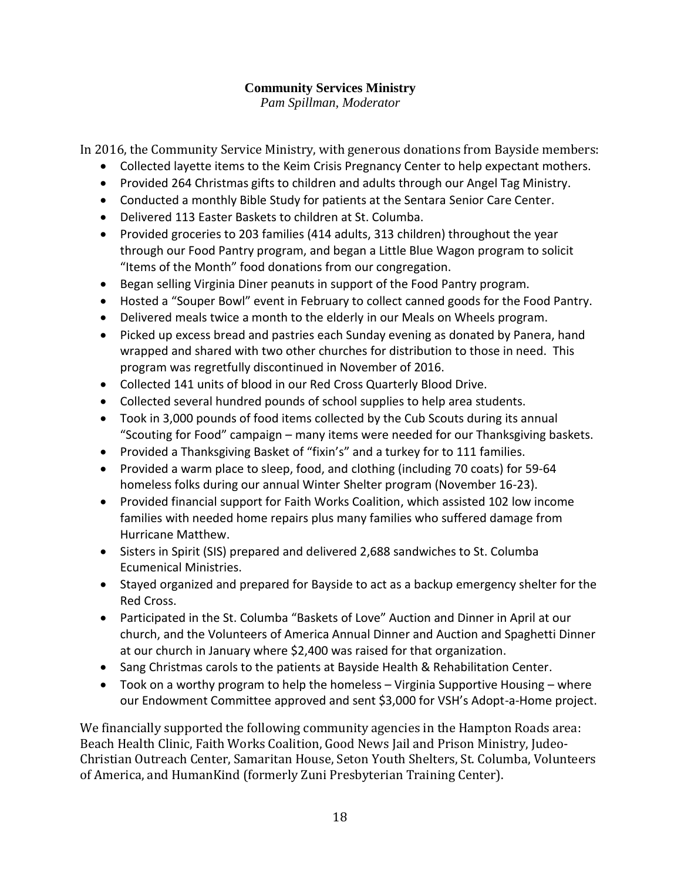## Community Services Ministry

*Pam Spillman, Moderator*

In 2016, the Community Service Ministry, with generous donations from Bayside members:

- Collected layette items to the Keim Crisis Pregnancy Center to help expectant mothers.
- Provided 264 Christmas gifts to children and adults through our Angel Tag Ministry.
- Conducted a monthly Bible Study for patients at the Sentara Senior Care Center.
- Delivered 113 Easter Baskets to children at St. Columba.
- Provided groceries to 203 families (414 adults, 313 children) throughout the year through our Food Pantry program, and began a Little Blue Wagon program to solicit "Items of the Month" food donations from our congregation.
- Began selling Virginia Diner peanuts in support of the Food Pantry program.
- Hosted a "Souper Bowl" event in February to collect canned goods for the Food Pantry.
- Delivered meals twice a month to the elderly in our Meals on Wheels program.
- Picked up excess bread and pastries each Sunday evening as donated by Panera, hand wrapped and shared with two other churches for distribution to those in need. This program was regretfully discontinued in November of 2016.
- Collected 141 units of blood in our Red Cross Quarterly Blood Drive.
- Collected several hundred pounds of school supplies to help area students.
- Took in 3,000 pounds of food items collected by the Cub Scouts during its annual "Scouting for Food" campaign – many items were needed for our Thanksgiving baskets.
- Provided a Thanksgiving Basket of "fixin's" and a turkey for to 111 families.
- Provided a warm place to sleep, food, and clothing (including 70 coats) for 59-64 homeless folks during our annual Winter Shelter program (November 16-23).
- Provided financial support for Faith Works Coalition, which assisted 102 low income families with needed home repairs plus many families who suffered damage from Hurricane Matthew.
- Sisters in Spirit (SIS) prepared and delivered 2,688 sandwiches to St. Columba Ecumenical Ministries.
- Stayed organized and prepared for Bayside to act as a backup emergency shelter for the Red Cross.
- Participated in the St. Columba "Baskets of Love" Auction and Dinner in April at our church, and the Volunteers of America Annual Dinner and Auction and Spaghetti Dinner at our church in January where $2,400 was raised for that organization.
- Sang Christmas carols to the patients at Bayside Health & Rehabilitation Center.
- Took on a worthy program to help the homeless – Virginia Supportive Housing – where our Endowment Committee approved and sent $3,000 for VSH's Adopt-a-Home project.

We financially supported the following community agencies in the Hampton Roads area: Beach Health Clinic, Faith Works Coalition, Good News Jail and Prison Ministry, Judeo-Christian Outreach Center, Samaritan House, Seton Youth Shelters, St. Columba, Volunteers of America, and HumanKind (formerly Zuni Presbyterian Training Center).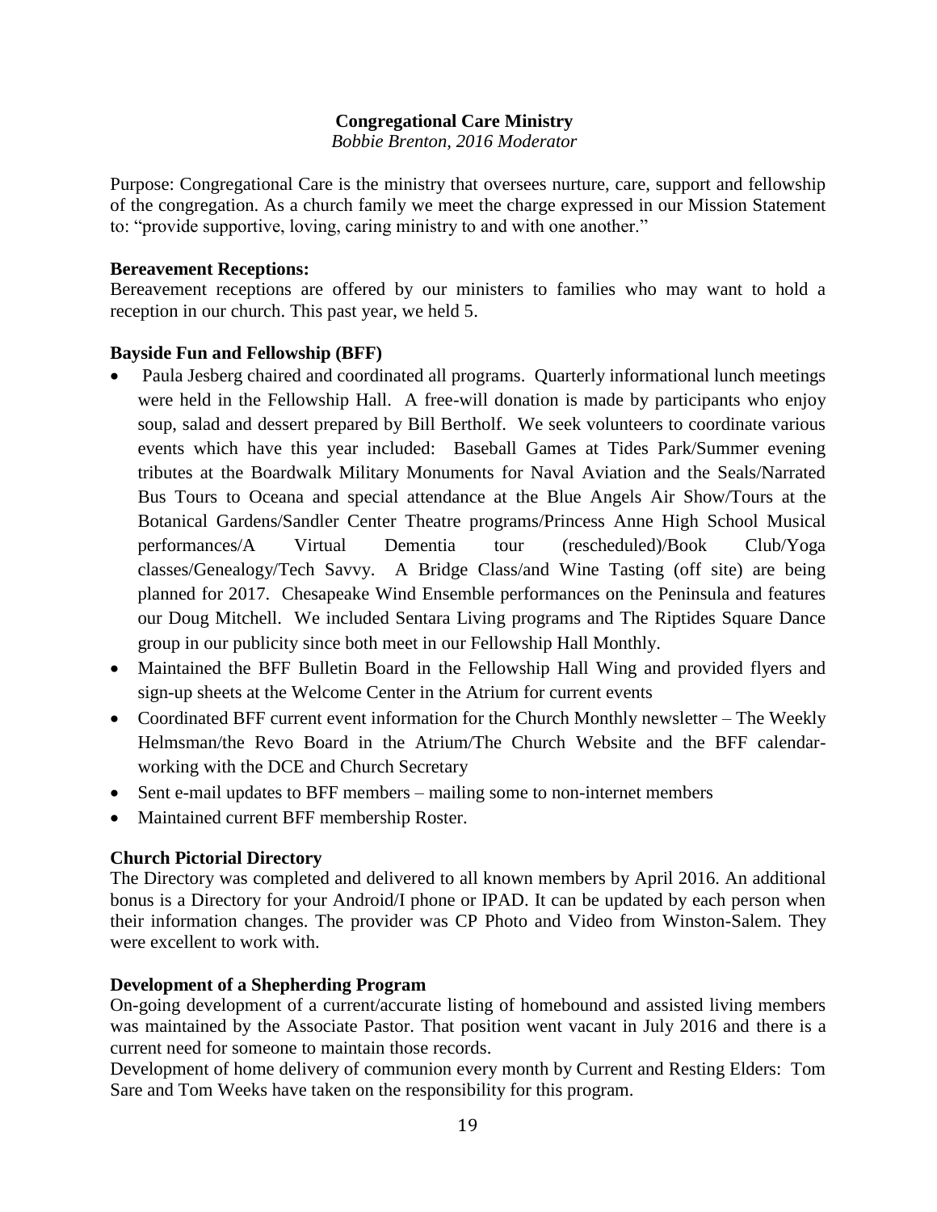## Congregational Care Ministry

*Bobbie Brenton, 2016 Moderator*

Purpose: Congregational Care is the ministry that oversees nurture, care, support and fellowship of the congregation. As a church family we meet the charge expressed in our Mission Statement to: "provide supportive, loving, caring ministry to and with one another."

**Bereavement Receptions:**

Bereavement receptions are offered by our ministers to families who may want to hold a reception in our church. This past year, we held 5.

**Bayside Fun and Fellowship (BFF)**

- Paula Jesberg chaired and coordinated all programs. Quarterly informational lunch meetings were held in the Fellowship Hall. A free-will donation is made by participants who enjoy soup, salad and dessert prepared by Bill Bertholf. We seek volunteers to coordinate various events which have this year included: Baseball Games at Tides Park/Summer evening tributes at the Boardwalk Military Monuments for Naval Aviation and the Seals/Narrated Bus Tours to Oceana and special attendance at the Blue Angels Air Show/Tours at the Botanical Gardens/Sandler Center Theatre programs/Princess Anne High School Musical performances/A Virtual Dementia tour (rescheduled)/Book Club/Yoga classes/Genealogy/Tech Savvy. A Bridge Class/and Wine Tasting (off site) are being planned for 2017. Chesapeake Wind Ensemble performances on the Peninsula and features our Doug Mitchell. We included Sentara Living programs and The Riptides Square Dance group in our publicity since both meet in our Fellowship Hall Monthly.
- Maintained the BFF Bulletin Board in the Fellowship Hall Wing and provided flyers and sign-up sheets at the Welcome Center in the Atrium for current events
- Coordinated BFF current event information for the Church Monthly newsletter – The Weekly Helmsman/the Revo Board in the Atrium/The Church Website and the BFF calendar-working with the DCE and Church Secretary
- Sent e-mail updates to BFF members – mailing some to non-internet members
- Maintained current BFF membership Roster.

**Church Pictorial Directory**

The Directory was completed and delivered to all known members by April 2016. An additional bonus is a Directory for your Android/I phone or IPAD. It can be updated by each person when their information changes. The provider was CP Photo and Video from Winston-Salem. They were excellent to work with.

**Development of a Shepherding Program**

On-going development of a current/accurate listing of homebound and assisted living members was maintained by the Associate Pastor. That position went vacant in July 2016 and there is a current need for someone to maintain those records.

Development of home delivery of communion every month by Current and Resting Elders: Tom Sare and Tom Weeks have taken on the responsibility for this program.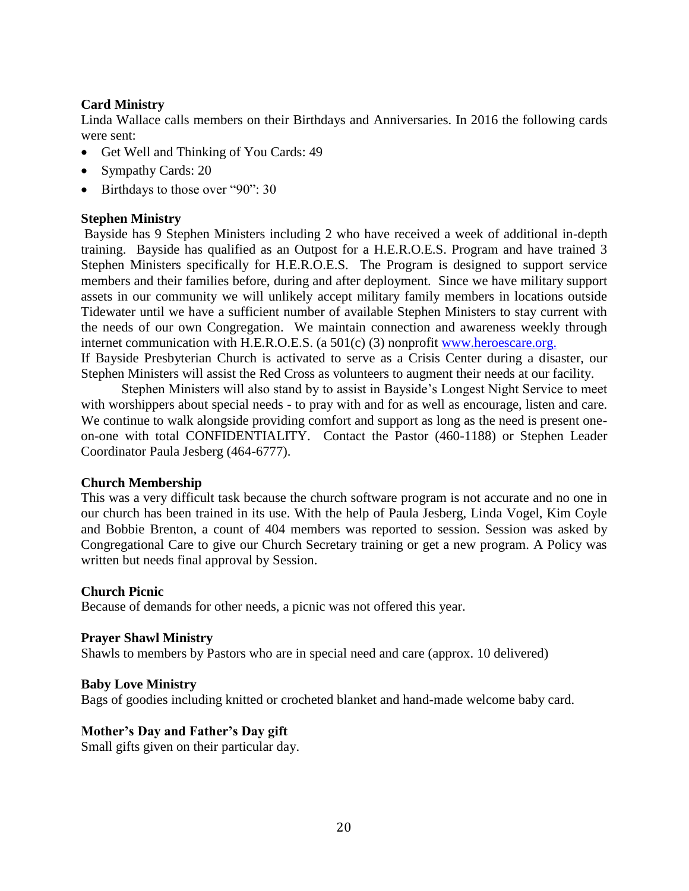**Card Ministry**

Linda Wallace calls members on their Birthdays and Anniversaries. In 2016 the following cards were sent:

- Get Well and Thinking of You Cards: 49
- Sympathy Cards: 20
- Birthdays to those over "90": 30

**Stephen Ministry**

Bayside has 9 Stephen Ministers including 2 who have received a week of additional in-depth training. Bayside has qualified as an Outpost for a H.E.R.O.E.S. Program and have trained 3 Stephen Ministers specifically for H.E.R.O.E.S. The Program is designed to support service members and their families before, during and after deployment. Since we have military support assets in our community we will unlikely accept military family members in locations outside Tidewater until we have a sufficient number of available Stephen Ministers to stay current with the needs of our own Congregation. We maintain connection and awareness weekly through internet communication with H.E.R.O.E.S. (a 501(c) (3) nonprofit www.heroescare.org.

If Bayside Presbyterian Church is activated to serve as a Crisis Center during a disaster, our Stephen Ministers will assist the Red Cross as volunteers to augment their needs at our facility.

Stephen Ministers will also stand by to assist in Bayside's Longest Night Service to meet with worshippers about special needs - to pray with and for as well as encourage, listen and care. We continue to walk alongside providing comfort and support as long as the need is present one-on-one with total CONFIDENTIALITY. Contact the Pastor (460-1188) or Stephen Leader Coordinator Paula Jesberg (464-6777).

**Church Membership**

This was a very difficult task because the church software program is not accurate and no one in our church has been trained in its use. With the help of Paula Jesberg, Linda Vogel, Kim Coyle and Bobbie Brenton, a count of 404 members was reported to session. Session was asked by Congregational Care to give our Church Secretary training or get a new program. A Policy was written but needs final approval by Session.

**Church Picnic**

Because of demands for other needs, a picnic was not offered this year.

**Prayer Shawl Ministry**

Shawls to members by Pastors who are in special need and care (approx. 10 delivered)

**Baby Love Ministry**

Bags of goodies including knitted or crocheted blanket and hand-made welcome baby card.

**Mother's Day and Father's Day gift**

Small gifts given on their particular day.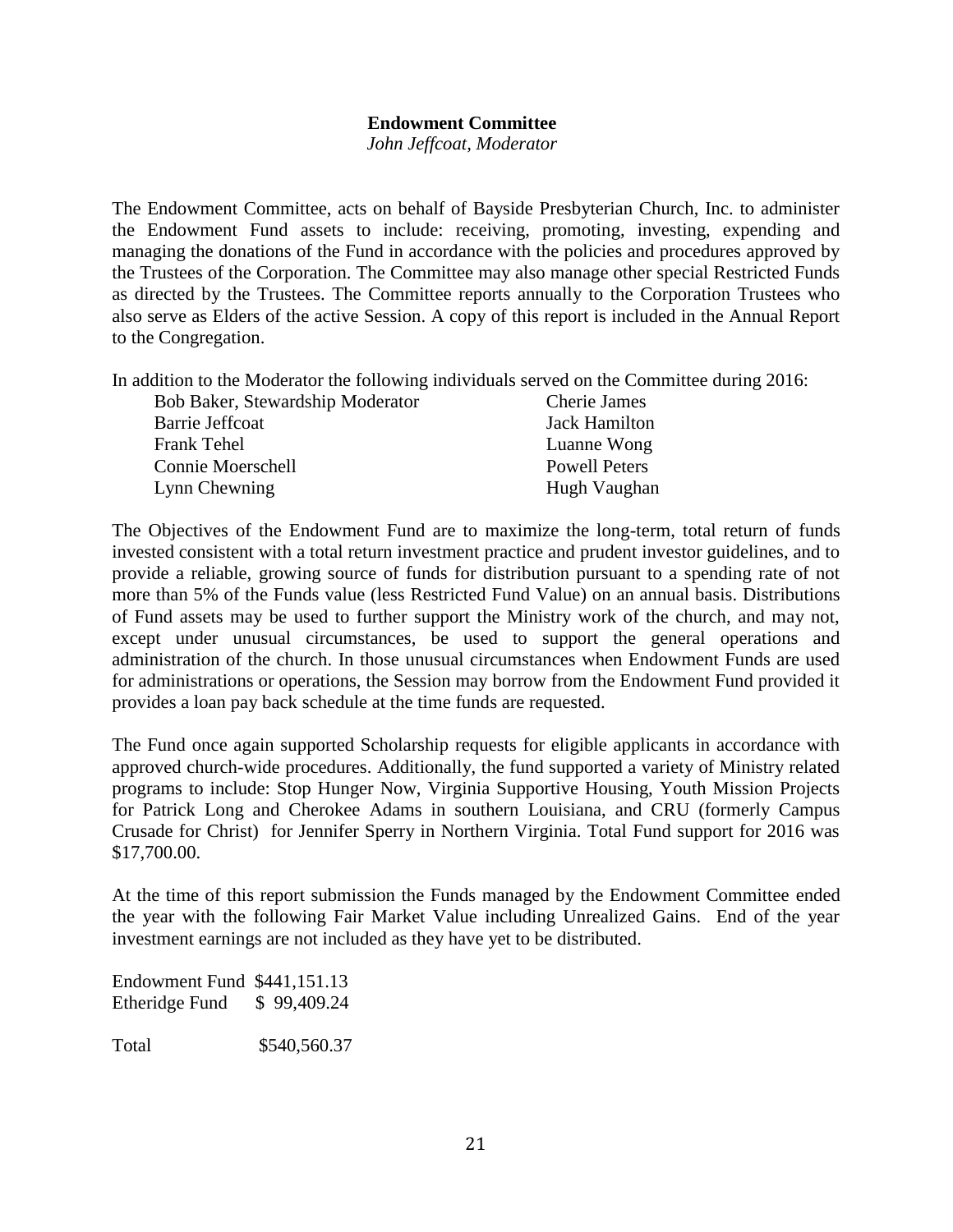## Endowment Committee

*John Jeffcoat, Moderator*

The Endowment Committee, acts on behalf of Bayside Presbyterian Church, Inc. to administer the Endowment Fund assets to include: receiving, promoting, investing, expending and managing the donations of the Fund in accordance with the policies and procedures approved by the Trustees of the Corporation. The Committee may also manage other special Restricted Funds as directed by the Trustees. The Committee reports annually to the Corporation Trustees who also serve as Elders of the active Session. A copy of this report is included in the Annual Report to the Congregation.

In addition to the Moderator the following individuals served on the Committee during 2016:

| | |
|---|---|
| Bob Baker, Stewardship Moderator | Cherie James |
| Barrie Jeffcoat | Jack Hamilton |
| Frank Tehel | Luanne Wong |
| Connie Moerschell | Powell Peters |
| Lynn Chewning | Hugh Vaughan |

The Objectives of the Endowment Fund are to maximize the long-term, total return of funds invested consistent with a total return investment practice and prudent investor guidelines, and to provide a reliable, growing source of funds for distribution pursuant to a spending rate of not more than 5% of the Funds value (less Restricted Fund Value) on an annual basis. Distributions of Fund assets may be used to further support the Ministry work of the church, and may not, except under unusual circumstances, be used to support the general operations and administration of the church. In those unusual circumstances when Endowment Funds are used for administrations or operations, the Session may borrow from the Endowment Fund provided it provides a loan pay back schedule at the time funds are requested.

The Fund once again supported Scholarship requests for eligible applicants in accordance with approved church-wide procedures. Additionally, the fund supported a variety of Ministry related programs to include: Stop Hunger Now, Virginia Supportive Housing, Youth Mission Projects for Patrick Long and Cherokee Adams in southern Louisiana, and CRU (formerly Campus Crusade for Christ) for Jennifer Sperry in Northern Virginia. Total Fund support for 2016 was $17,700.00.

At the time of this report submission the Funds managed by the Endowment Committee ended the year with the following Fair Market Value including Unrealized Gains. End of the year investment earnings are not included as they have yet to be distributed.

| | |
|---|---|
| Endowment Fund | $441,151.13 |
| Etheridge Fund | $ 99,409.24 |
| Total | $540,560.37 |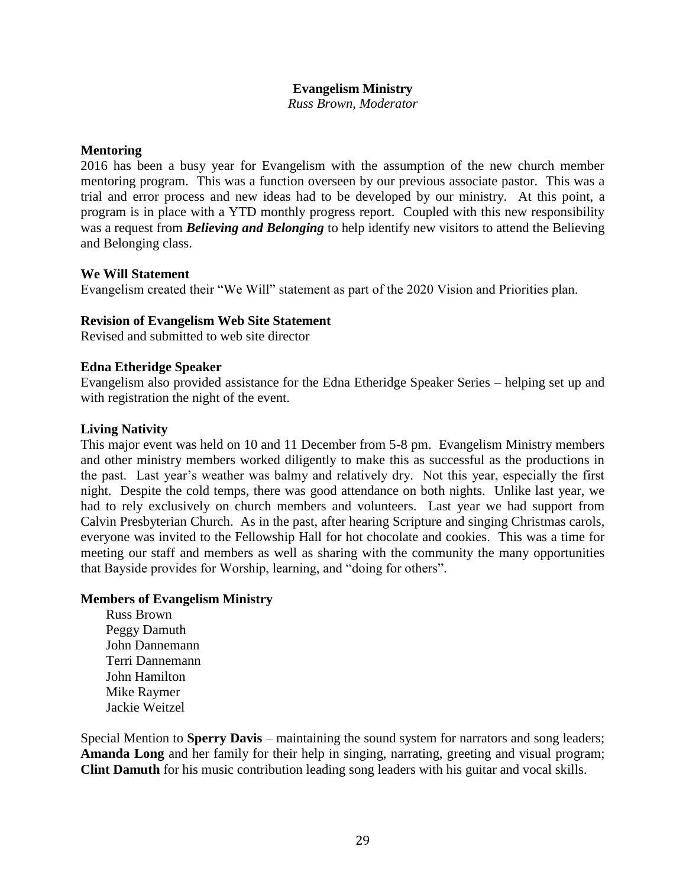## Evangelism Ministry

*Russ Brown, Moderator*

**Mentoring**

2016 has been a busy year for Evangelism with the assumption of the new church member mentoring program. This was a function overseen by our previous associate pastor. This was a trial and error process and new ideas had to be developed by our ministry. At this point, a program is in place with a YTD monthly progress report. Coupled with this new responsibility was a request from ***Believing and Belonging*** to help identify new visitors to attend the Believing and Belonging class.

**We Will Statement**

Evangelism created their "We Will" statement as part of the 2020 Vision and Priorities plan.

**Revision of Evangelism Web Site Statement**

Revised and submitted to web site director

**Edna Etheridge Speaker**

Evangelism also provided assistance for the Edna Etheridge Speaker Series – helping set up and with registration the night of the event.

**Living Nativity**

This major event was held on 10 and 11 December from 5-8 pm. Evangelism Ministry members and other ministry members worked diligently to make this as successful as the productions in the past. Last year's weather was balmy and relatively dry. Not this year, especially the first night. Despite the cold temps, there was good attendance on both nights. Unlike last year, we had to rely exclusively on church members and volunteers. Last year we had support from Calvin Presbyterian Church. As in the past, after hearing Scripture and singing Christmas carols, everyone was invited to the Fellowship Hall for hot chocolate and cookies. This was a time for meeting our staff and members as well as sharing with the community the many opportunities that Bayside provides for Worship, learning, and "doing for others".

**Members of Evangelism Ministry**

Russ Brown
Peggy Damuth
John Dannemann
Terri Dannemann
John Hamilton
Mike Raymer
Jackie Weitzel

Special Mention to **Sperry Davis** – maintaining the sound system for narrators and song leaders; **Amanda Long** and her family for their help in singing, narrating, greeting and visual program; **Clint Damuth** for his music contribution leading song leaders with his guitar and vocal skills.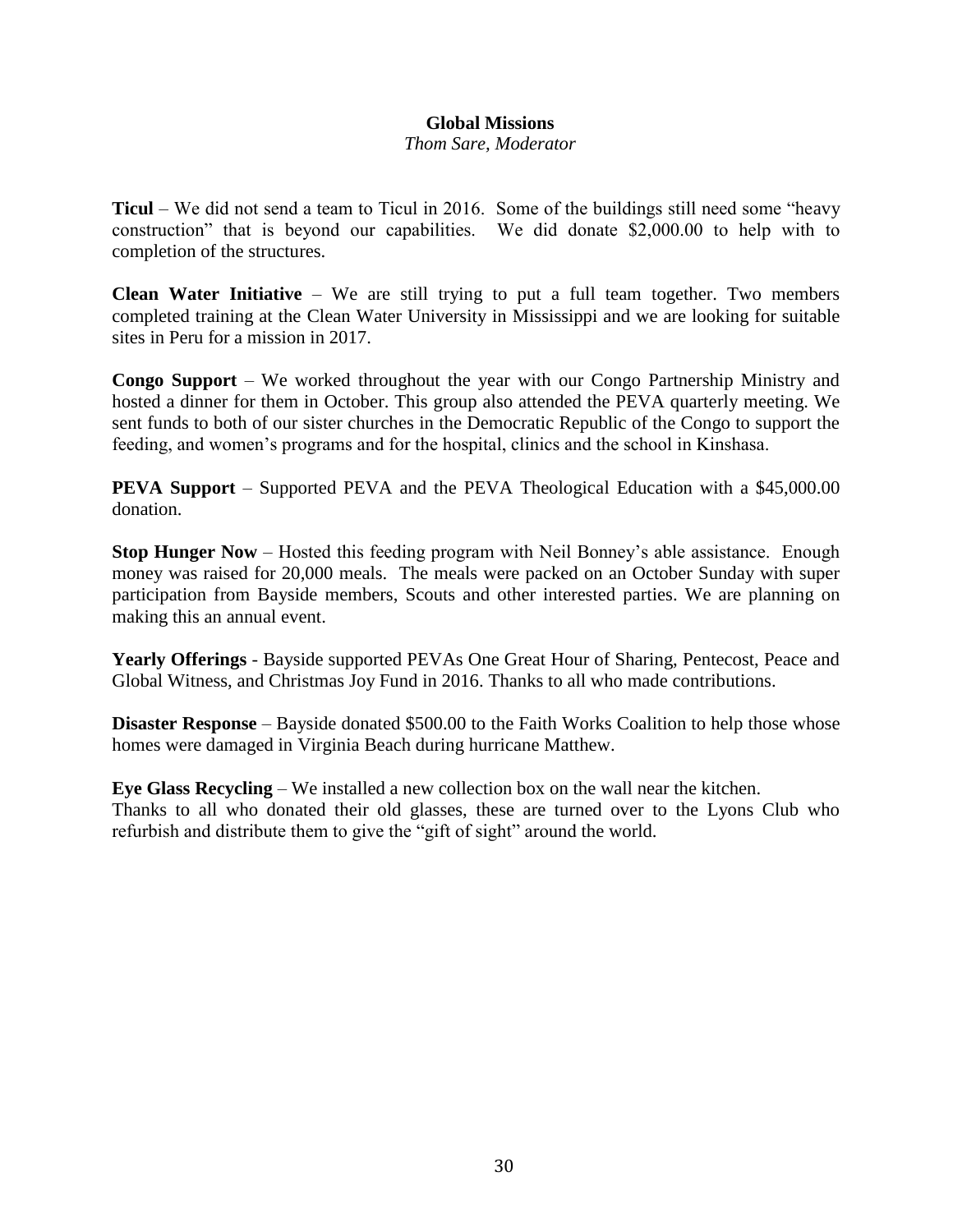## Global Missions

*Thom Sare, Moderator*

**Ticul** – We did not send a team to Ticul in 2016. Some of the buildings still need some "heavy construction" that is beyond our capabilities. We did donate $2,000.00 to help with to completion of the structures.

**Clean Water Initiative** – We are still trying to put a full team together. Two members completed training at the Clean Water University in Mississippi and we are looking for suitable sites in Peru for a mission in 2017.

**Congo Support** – We worked throughout the year with our Congo Partnership Ministry and hosted a dinner for them in October. This group also attended the PEVA quarterly meeting. We sent funds to both of our sister churches in the Democratic Republic of the Congo to support the feeding, and women's programs and for the hospital, clinics and the school in Kinshasa.

**PEVA Support** – Supported PEVA and the PEVA Theological Education with a $45,000.00 donation.

**Stop Hunger Now** – Hosted this feeding program with Neil Bonney's able assistance. Enough money was raised for 20,000 meals. The meals were packed on an October Sunday with super participation from Bayside members, Scouts and other interested parties. We are planning on making this an annual event.

**Yearly Offerings** - Bayside supported PEVAs One Great Hour of Sharing, Pentecost, Peace and Global Witness, and Christmas Joy Fund in 2016. Thanks to all who made contributions.

**Disaster Response** – Bayside donated $500.00 to the Faith Works Coalition to help those whose homes were damaged in Virginia Beach during hurricane Matthew.

**Eye Glass Recycling** – We installed a new collection box on the wall near the kitchen. Thanks to all who donated their old glasses, these are turned over to the Lyons Club who refurbish and distribute them to give the "gift of sight" around the world.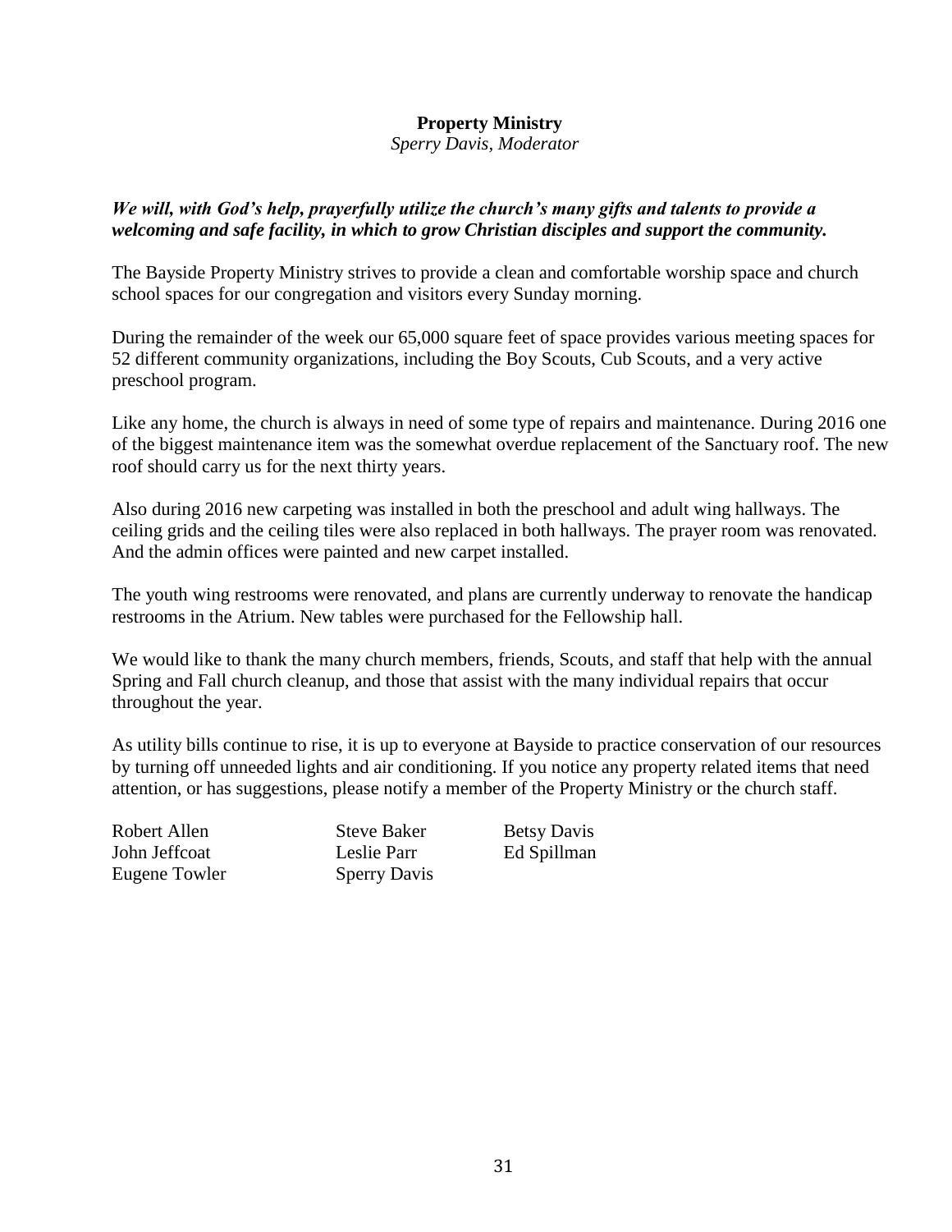## Property Ministry

*Sperry Davis, Moderator*

***We will, with God's help, prayerfully utilize the church's many gifts and talents to provide a welcoming and safe facility, in which to grow Christian disciples and support the community.***

The Bayside Property Ministry strives to provide a clean and comfortable worship space and church school spaces for our congregation and visitors every Sunday morning.

During the remainder of the week our 65,000 square feet of space provides various meeting spaces for 52 different community organizations, including the Boy Scouts, Cub Scouts, and a very active preschool program.

Like any home, the church is always in need of some type of repairs and maintenance. During 2016 one of the biggest maintenance item was the somewhat overdue replacement of the Sanctuary roof. The new roof should carry us for the next thirty years.

Also during 2016 new carpeting was installed in both the preschool and adult wing hallways. The ceiling grids and the ceiling tiles were also replaced in both hallways. The prayer room was renovated. And the admin offices were painted and new carpet installed.

The youth wing restrooms were renovated, and plans are currently underway to renovate the handicap restrooms in the Atrium. New tables were purchased for the Fellowship hall.

We would like to thank the many church members, friends, Scouts, and staff that help with the annual Spring and Fall church cleanup, and those that assist with the many individual repairs that occur throughout the year.

As utility bills continue to rise, it is up to everyone at Bayside to practice conservation of our resources by turning off unneeded lights and air conditioning. If you notice any property related items that need attention, or has suggestions, please notify a member of the Property Ministry or the church staff.

Robert Allen
John Jeffcoat
Eugene Towler
Steve Baker
Leslie Parr
Sperry Davis
Betsy Davis
Ed Spillman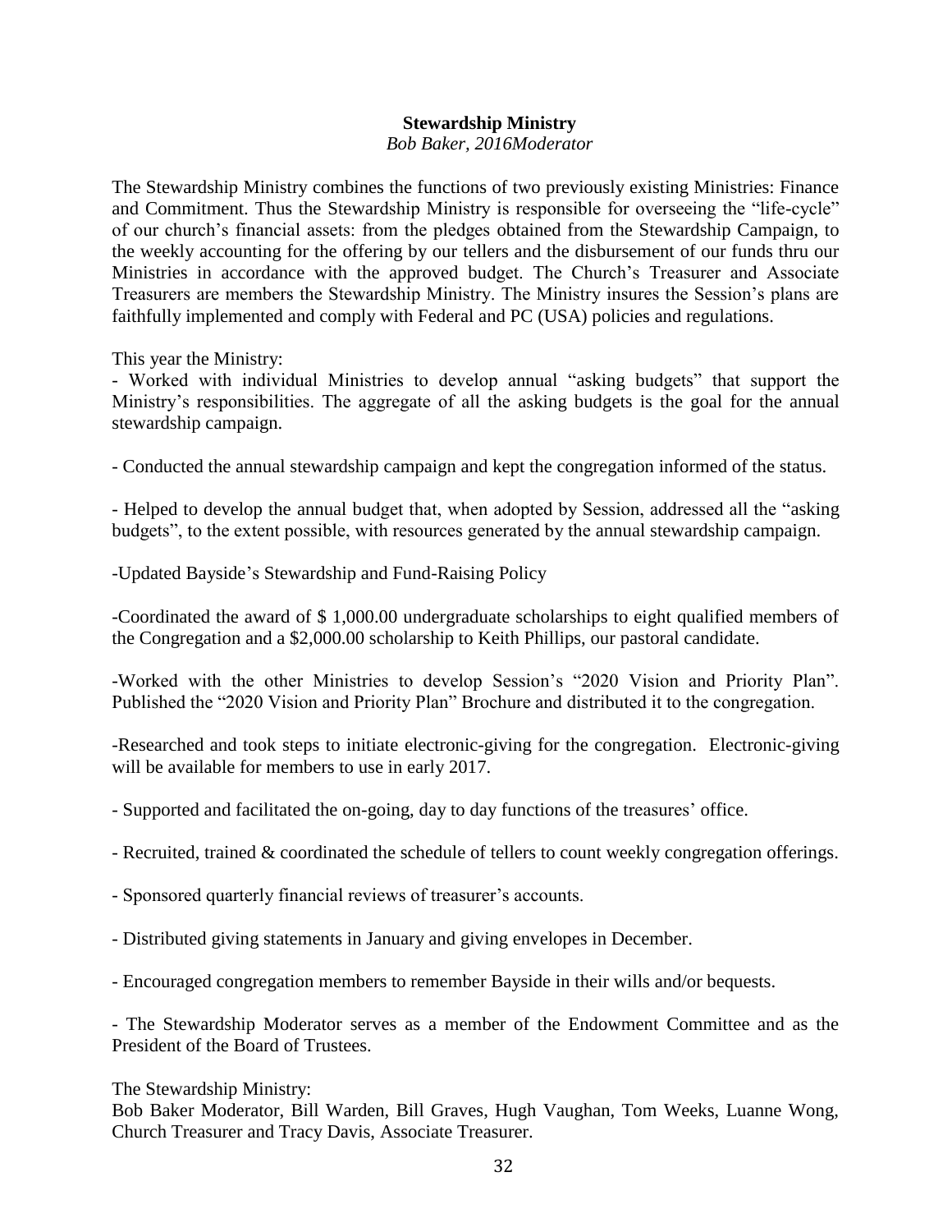## Stewardship Ministry

*Bob Baker, 2016Moderator*

The Stewardship Ministry combines the functions of two previously existing Ministries: Finance and Commitment. Thus the Stewardship Ministry is responsible for overseeing the "life-cycle" of our church's financial assets: from the pledges obtained from the Stewardship Campaign, to the weekly accounting for the offering by our tellers and the disbursement of our funds thru our Ministries in accordance with the approved budget. The Church's Treasurer and Associate Treasurers are members the Stewardship Ministry. The Ministry insures the Session's plans are faithfully implemented and comply with Federal and PC (USA) policies and regulations.

This year the Ministry:

- Worked with individual Ministries to develop annual "asking budgets" that support the Ministry's responsibilities. The aggregate of all the asking budgets is the goal for the annual stewardship campaign.

- Conducted the annual stewardship campaign and kept the congregation informed of the status.

- Helped to develop the annual budget that, when adopted by Session, addressed all the "asking budgets", to the extent possible, with resources generated by the annual stewardship campaign.

-Updated Bayside's Stewardship and Fund-Raising Policy

-Coordinated the award of $ 1,000.00 undergraduate scholarships to eight qualified members of the Congregation and a $2,000.00 scholarship to Keith Phillips, our pastoral candidate.

-Worked with the other Ministries to develop Session's "2020 Vision and Priority Plan". Published the "2020 Vision and Priority Plan" Brochure and distributed it to the congregation.

-Researched and took steps to initiate electronic-giving for the congregation. Electronic-giving will be available for members to use in early 2017.

- Supported and facilitated the on-going, day to day functions of the treasures' office.

- Recruited, trained & coordinated the schedule of tellers to count weekly congregation offerings.

- Sponsored quarterly financial reviews of treasurer's accounts.

- Distributed giving statements in January and giving envelopes in December.

- Encouraged congregation members to remember Bayside in their wills and/or bequests.

- The Stewardship Moderator serves as a member of the Endowment Committee and as the President of the Board of Trustees.

The Stewardship Ministry:
Bob Baker Moderator, Bill Warden, Bill Graves, Hugh Vaughan, Tom Weeks, Luanne Wong, Church Treasurer and Tracy Davis, Associate Treasurer.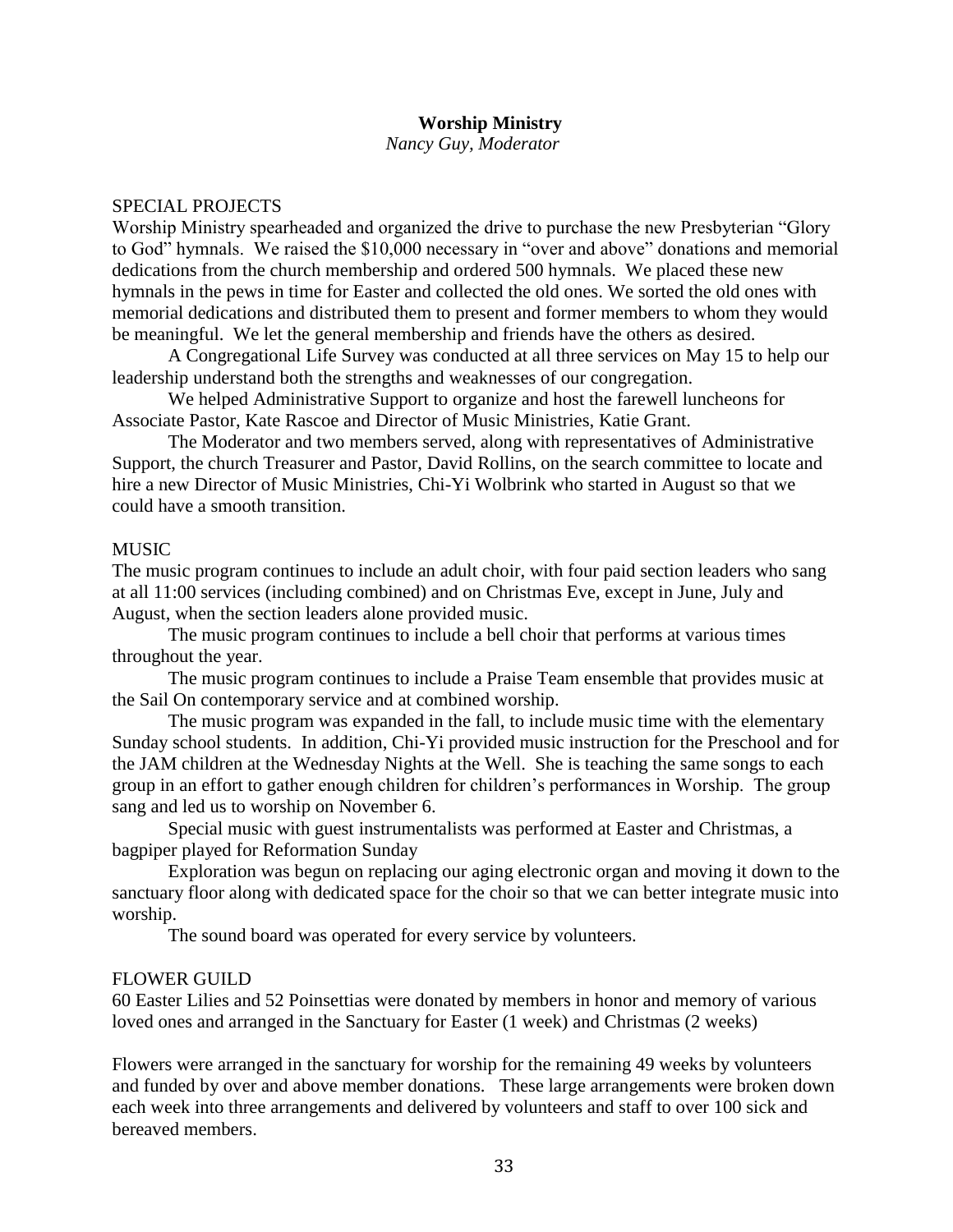## Worship Ministry

*Nancy Guy, Moderator*

SPECIAL PROJECTS

Worship Ministry spearheaded and organized the drive to purchase the new Presbyterian "Glory to God" hymnals. We raised the $10,000 necessary in "over and above" donations and memorial dedications from the church membership and ordered 500 hymnals. We placed these new hymnals in the pews in time for Easter and collected the old ones. We sorted the old ones with memorial dedications and distributed them to present and former members to whom they would be meaningful. We let the general membership and friends have the others as desired.

A Congregational Life Survey was conducted at all three services on May 15 to help our leadership understand both the strengths and weaknesses of our congregation.

We helped Administrative Support to organize and host the farewell luncheons for Associate Pastor, Kate Rascoe and Director of Music Ministries, Katie Grant.

The Moderator and two members served, along with representatives of Administrative Support, the church Treasurer and Pastor, David Rollins, on the search committee to locate and hire a new Director of Music Ministries, Chi-Yi Wolbrink who started in August so that we could have a smooth transition.

MUSIC

The music program continues to include an adult choir, with four paid section leaders who sang at all 11:00 services (including combined) and on Christmas Eve, except in June, July and August, when the section leaders alone provided music.

The music program continues to include a bell choir that performs at various times throughout the year.

The music program continues to include a Praise Team ensemble that provides music at the Sail On contemporary service and at combined worship.

The music program was expanded in the fall, to include music time with the elementary Sunday school students. In addition, Chi-Yi provided music instruction for the Preschool and for the JAM children at the Wednesday Nights at the Well. She is teaching the same songs to each group in an effort to gather enough children for children's performances in Worship. The group sang and led us to worship on November 6.

Special music with guest instrumentalists was performed at Easter and Christmas, a bagpiper played for Reformation Sunday

Exploration was begun on replacing our aging electronic organ and moving it down to the sanctuary floor along with dedicated space for the choir so that we can better integrate music into worship.

The sound board was operated for every service by volunteers.

FLOWER GUILD

60 Easter Lilies and 52 Poinsettias were donated by members in honor and memory of various loved ones and arranged in the Sanctuary for Easter (1 week) and Christmas (2 weeks)

Flowers were arranged in the sanctuary for worship for the remaining 49 weeks by volunteers and funded by over and above member donations. These large arrangements were broken down each week into three arrangements and delivered by volunteers and staff to over 100 sick and bereaved members.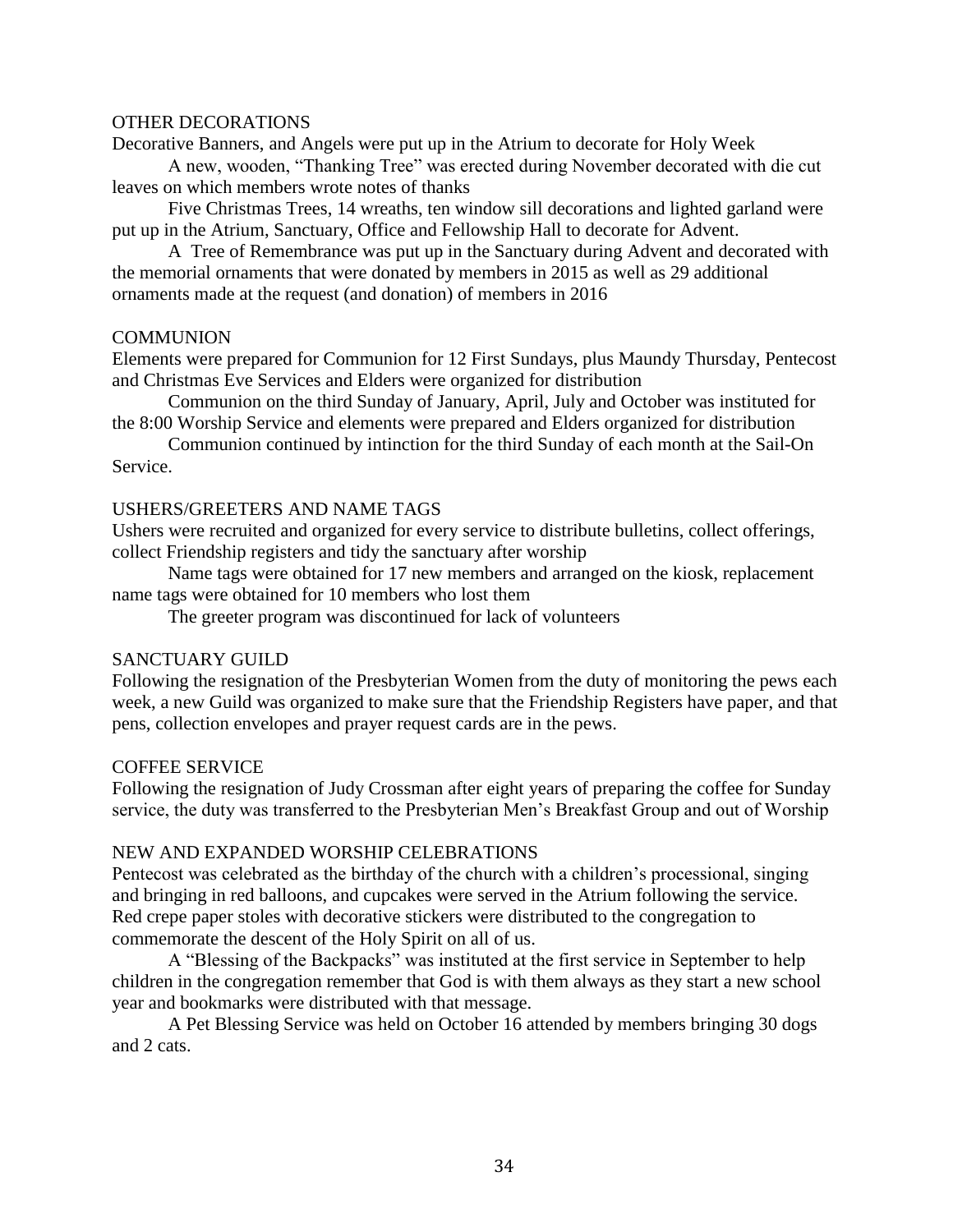## OTHER DECORATIONS

Decorative Banners, and Angels were put up in the Atrium to decorate for Holy Week

A new, wooden, "Thanking Tree" was erected during November decorated with die cut leaves on which members wrote notes of thanks

Five Christmas Trees, 14 wreaths, ten window sill decorations and lighted garland were put up in the Atrium, Sanctuary, Office and Fellowship Hall to decorate for Advent.

A Tree of Remembrance was put up in the Sanctuary during Advent and decorated with the memorial ornaments that were donated by members in 2015 as well as 29 additional ornaments made at the request (and donation) of members in 2016

## COMMUNION

Elements were prepared for Communion for 12 First Sundays, plus Maundy Thursday, Pentecost and Christmas Eve Services and Elders were organized for distribution

Communion on the third Sunday of January, April, July and October was instituted for the 8:00 Worship Service and elements were prepared and Elders organized for distribution

Communion continued by intinction for the third Sunday of each month at the Sail-On Service.

## USHERS/GREETERS AND NAME TAGS

Ushers were recruited and organized for every service to distribute bulletins, collect offerings, collect Friendship registers and tidy the sanctuary after worship

Name tags were obtained for 17 new members and arranged on the kiosk, replacement name tags were obtained for 10 members who lost them

The greeter program was discontinued for lack of volunteers

## SANCTUARY GUILD

Following the resignation of the Presbyterian Women from the duty of monitoring the pews each week, a new Guild was organized to make sure that the Friendship Registers have paper, and that pens, collection envelopes and prayer request cards are in the pews.

## COFFEE SERVICE

Following the resignation of Judy Crossman after eight years of preparing the coffee for Sunday service, the duty was transferred to the Presbyterian Men's Breakfast Group and out of Worship

## NEW AND EXPANDED WORSHIP CELEBRATIONS

Pentecost was celebrated as the birthday of the church with a children's processional, singing and bringing in red balloons, and cupcakes were served in the Atrium following the service. Red crepe paper stoles with decorative stickers were distributed to the congregation to commemorate the descent of the Holy Spirit on all of us.

A "Blessing of the Backpacks" was instituted at the first service in September to help children in the congregation remember that God is with them always as they start a new school year and bookmarks were distributed with that message.

A Pet Blessing Service was held on October 16 attended by members bringing 30 dogs and 2 cats.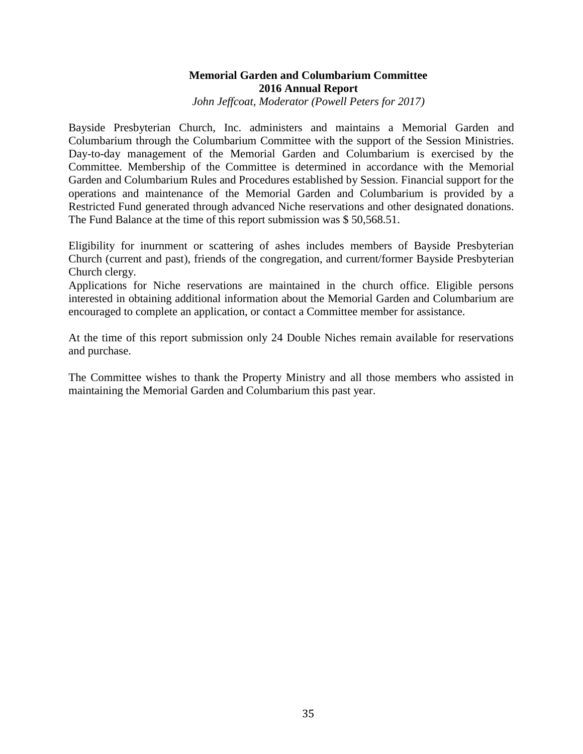# Memorial Garden and Columbarium Committee
## 2016 Annual Report

*John Jeffcoat, Moderator (Powell Peters for 2017)*

Bayside Presbyterian Church, Inc. administers and maintains a Memorial Garden and Columbarium through the Columbarium Committee with the support of the Session Ministries. Day-to-day management of the Memorial Garden and Columbarium is exercised by the Committee. Membership of the Committee is determined in accordance with the Memorial Garden and Columbarium Rules and Procedures established by Session. Financial support for the operations and maintenance of the Memorial Garden and Columbarium is provided by a Restricted Fund generated through advanced Niche reservations and other designated donations. The Fund Balance at the time of this report submission was $ 50,568.51.

Eligibility for inurnment or scattering of ashes includes members of Bayside Presbyterian Church (current and past), friends of the congregation, and current/former Bayside Presbyterian Church clergy.

Applications for Niche reservations are maintained in the church office. Eligible persons interested in obtaining additional information about the Memorial Garden and Columbarium are encouraged to complete an application, or contact a Committee member for assistance.

At the time of this report submission only 24 Double Niches remain available for reservations and purchase.

The Committee wishes to thank the Property Ministry and all those members who assisted in maintaining the Memorial Garden and Columbarium this past year.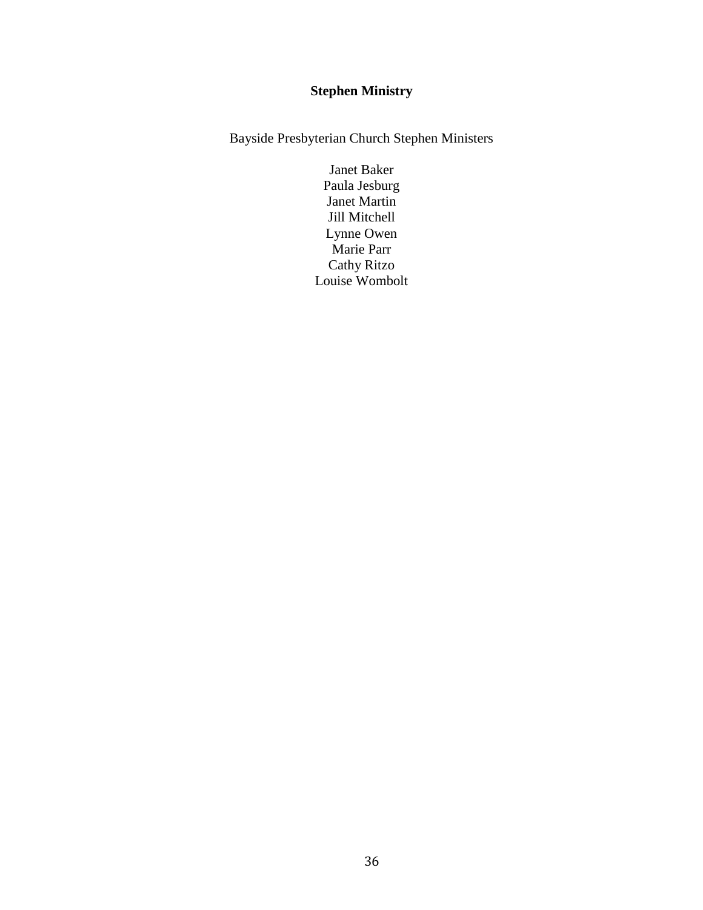**Stephen Ministry**

Bayside Presbyterian Church Stephen Ministers

Janet Baker
Paula Jesburg
Janet Martin
Jill Mitchell
Lynne Owen
Marie Parr
Cathy Ritzo
Louise Wombolt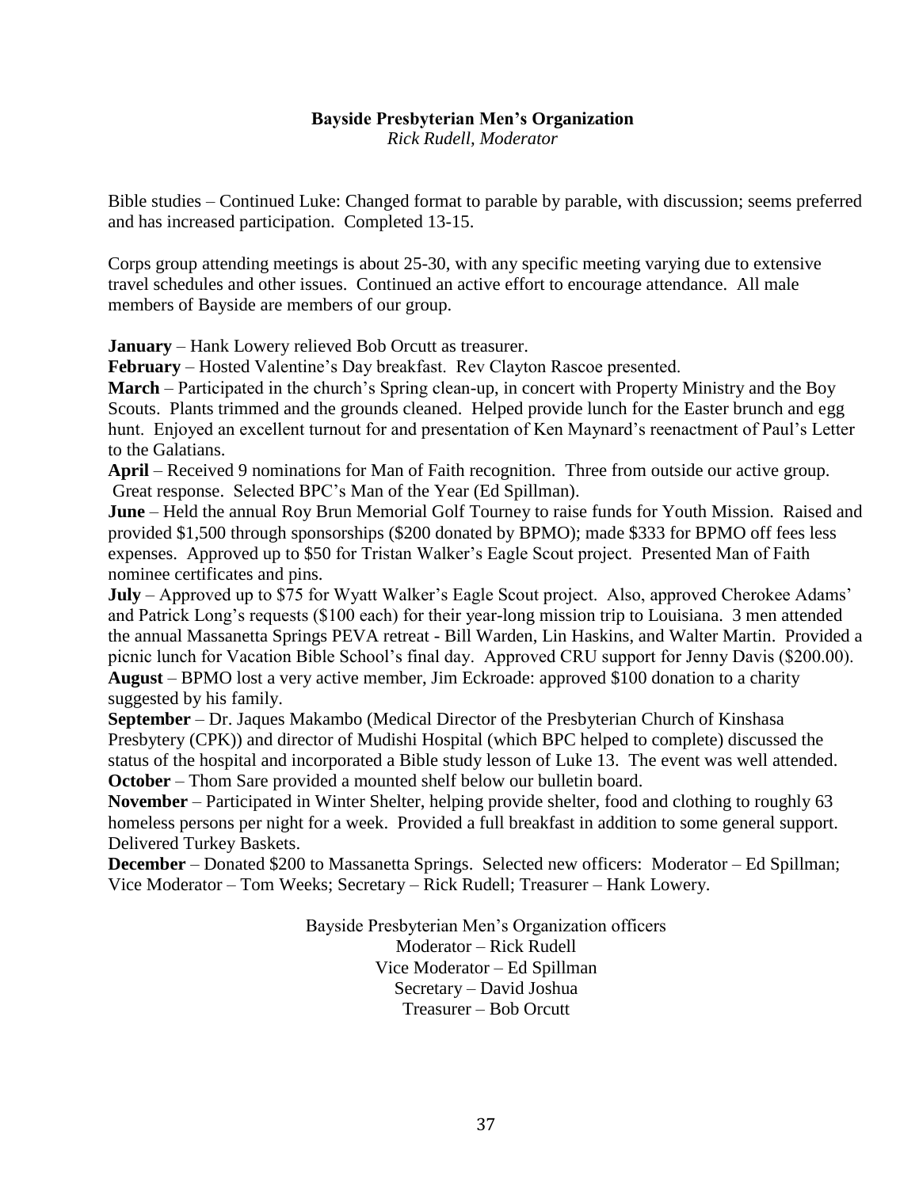**Bayside Presbyterian Men's Organization**
*Rick Rudell, Moderator*

Bible studies – Continued Luke: Changed format to parable by parable, with discussion; seems preferred and has increased participation. Completed 13-15.

Corps group attending meetings is about 25-30, with any specific meeting varying due to extensive travel schedules and other issues. Continued an active effort to encourage attendance. All male members of Bayside are members of our group.

**January** – Hank Lowery relieved Bob Orcutt as treasurer.
**February** – Hosted Valentine's Day breakfast. Rev Clayton Rascoe presented.
**March** – Participated in the church's Spring clean-up, in concert with Property Ministry and the Boy Scouts. Plants trimmed and the grounds cleaned. Helped provide lunch for the Easter brunch and egg hunt. Enjoyed an excellent turnout for and presentation of Ken Maynard's reenactment of Paul's Letter to the Galatians.
**April** – Received 9 nominations for Man of Faith recognition. Three from outside our active group. Great response. Selected BPC's Man of the Year (Ed Spillman).
**June** – Held the annual Roy Brun Memorial Golf Tourney to raise funds for Youth Mission. Raised and provided $1,500 through sponsorships ($200 donated by BPMO); made $333 for BPMO off fees less expenses. Approved up to $50 for Tristan Walker's Eagle Scout project. Presented Man of Faith nominee certificates and pins.
**July** – Approved up to $75 for Wyatt Walker's Eagle Scout project. Also, approved Cherokee Adams' and Patrick Long's requests ($100 each) for their year-long mission trip to Louisiana. 3 men attended the annual Massanetta Springs PEVA retreat - Bill Warden, Lin Haskins, and Walter Martin. Provided a picnic lunch for Vacation Bible School's final day. Approved CRU support for Jenny Davis ($200.00).
**August** – BPMO lost a very active member, Jim Eckroade: approved $100 donation to a charity suggested by his family.
**September** – Dr. Jaques Makambo (Medical Director of the Presbyterian Church of Kinshasa Presbytery (CPK)) and director of Mudishi Hospital (which BPC helped to complete) discussed the status of the hospital and incorporated a Bible study lesson of Luke 13. The event was well attended.
**October** – Thom Sare provided a mounted shelf below our bulletin board.
**November** – Participated in Winter Shelter, helping provide shelter, food and clothing to roughly 63 homeless persons per night for a week. Provided a full breakfast in addition to some general support. Delivered Turkey Baskets.
**December** – Donated $200 to Massanetta Springs. Selected new officers: Moderator – Ed Spillman; Vice Moderator – Tom Weeks; Secretary – Rick Rudell; Treasurer – Hank Lowery.

Bayside Presbyterian Men's Organization officers
Moderator – Rick Rudell
Vice Moderator – Ed Spillman
Secretary – David Joshua
Treasurer – Bob Orcutt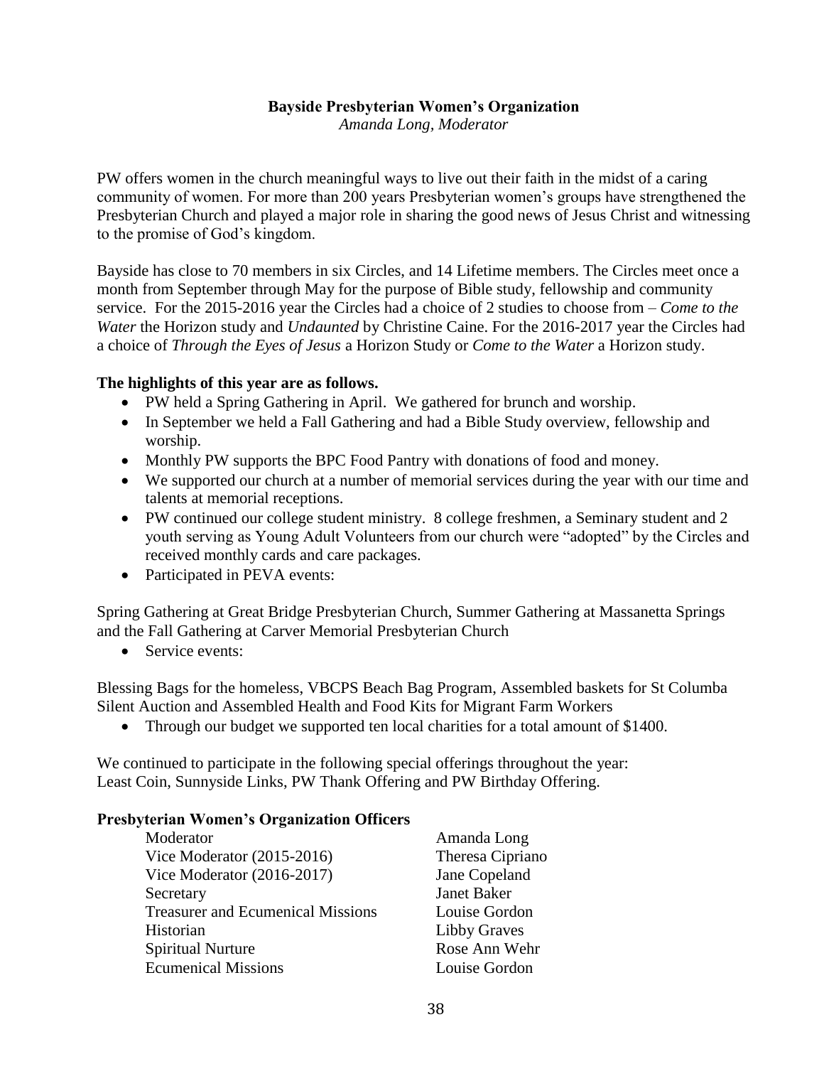## Bayside Presbyterian Women's Organization

*Amanda Long, Moderator*

PW offers women in the church meaningful ways to live out their faith in the midst of a caring community of women. For more than 200 years Presbyterian women's groups have strengthened the Presbyterian Church and played a major role in sharing the good news of Jesus Christ and witnessing to the promise of God's kingdom.

Bayside has close to 70 members in six Circles, and 14 Lifetime members. The Circles meet once a month from September through May for the purpose of Bible study, fellowship and community service. For the 2015-2016 year the Circles had a choice of 2 studies to choose from – *Come to the Water* the Horizon study and *Undaunted* by Christine Caine. For the 2016-2017 year the Circles had a choice of *Through the Eyes of Jesus* a Horizon Study or *Come to the Water* a Horizon study.

**The highlights of this year are as follows.**

- PW held a Spring Gathering in April. We gathered for brunch and worship.
- In September we held a Fall Gathering and had a Bible Study overview, fellowship and worship.
- Monthly PW supports the BPC Food Pantry with donations of food and money.
- We supported our church at a number of memorial services during the year with our time and talents at memorial receptions.
- PW continued our college student ministry. 8 college freshmen, a Seminary student and 2 youth serving as Young Adult Volunteers from our church were "adopted" by the Circles and received monthly cards and care packages.
- Participated in PEVA events:

Spring Gathering at Great Bridge Presbyterian Church, Summer Gathering at Massanetta Springs and the Fall Gathering at Carver Memorial Presbyterian Church

- Service events:

Blessing Bags for the homeless, VBCPS Beach Bag Program, Assembled baskets for St Columba Silent Auction and Assembled Health and Food Kits for Migrant Farm Workers

- Through our budget we supported ten local charities for a total amount of $1400.

We continued to participate in the following special offerings throughout the year:
Least Coin, Sunnyside Links, PW Thank Offering and PW Birthday Offering.

**Presbyterian Women's Organization Officers**

| | |
|---|---|
| Moderator | Amanda Long |
| Vice Moderator (2015-2016) | Theresa Cipriano |
| Vice Moderator (2016-2017) | Jane Copeland |
| Secretary | Janet Baker |
| Treasurer and Ecumenical Missions | Louise Gordon |
| Historian | Libby Graves |
| Spiritual Nurture | Rose Ann Wehr |
| Ecumenical Missions | Louise Gordon |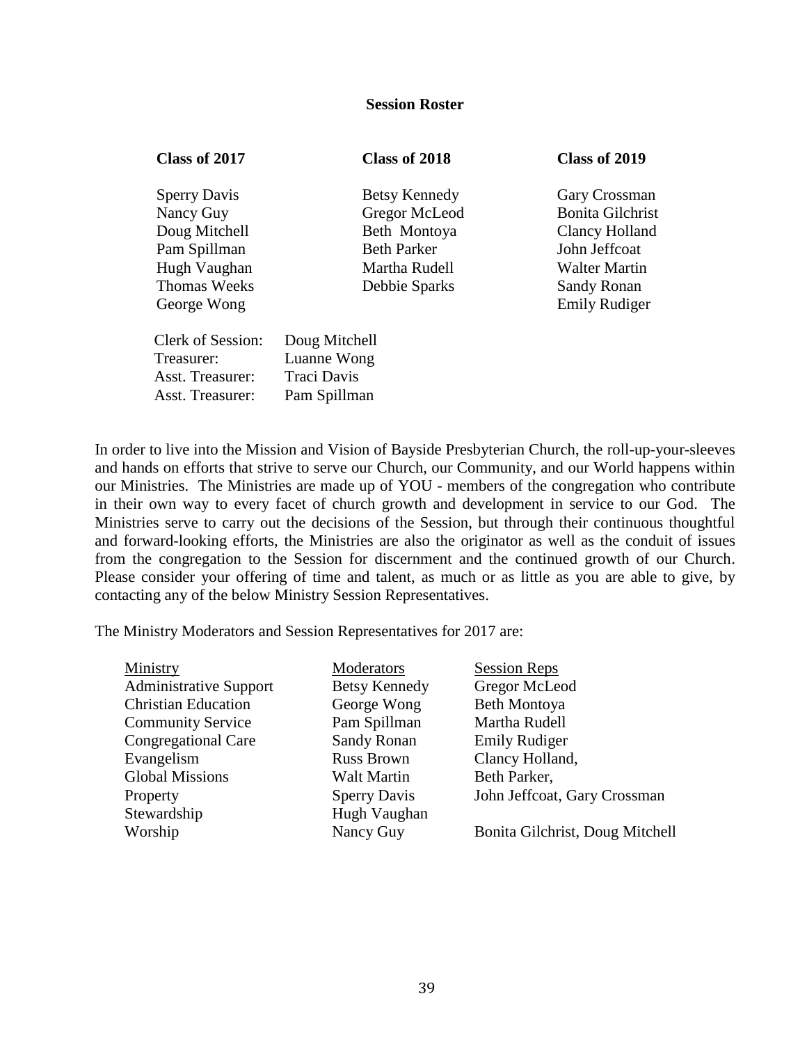## Session Roster

| Class of 2017 | Class of 2018 | Class of 2019 |
|---|---|---|
| Sperry Davis | Betsy Kennedy | Gary Crossman |
| Nancy Guy | Gregor McLeod | Bonita Gilchrist |
| Doug Mitchell | Beth Montoya | Clancy Holland |
| Pam Spillman | Beth Parker | John Jeffcoat |
| Hugh Vaughan | Martha Rudell | Walter Martin |
| Thomas Weeks | Debbie Sparks | Sandy Ronan |
| George Wong | | Emily Rudiger |

| | |
|---|---|
| Clerk of Session: | Doug Mitchell |
| Treasurer: | Luanne Wong |
| Asst. Treasurer: | Traci Davis |
| Asst. Treasurer: | Pam Spillman |

In order to live into the Mission and Vision of Bayside Presbyterian Church, the roll-up-your-sleeves and hands on efforts that strive to serve our Church, our Community, and our World happens within our Ministries. The Ministries are made up of YOU - members of the congregation who contribute in their own way to every facet of church growth and development in service to our God. The Ministries serve to carry out the decisions of the Session, but through their continuous thoughtful and forward-looking efforts, the Ministries are also the originator as well as the conduit of issues from the congregation to the Session for discernment and the continued growth of our Church. Please consider your offering of time and talent, as much or as little as you are able to give, by contacting any of the below Ministry Session Representatives.

The Ministry Moderators and Session Representatives for 2017 are:

| Ministry | Moderators | Session Reps |
|---|---|---|
| Administrative Support | Betsy Kennedy | Gregor McLeod |
| Christian Education | George Wong | Beth Montoya |
| Community Service | Pam Spillman | Martha Rudell |
| Congregational Care | Sandy Ronan | Emily Rudiger |
| Evangelism | Russ Brown | Clancy Holland, |
| Global Missions | Walt Martin | Beth Parker, |
| Property | Sperry Davis | John Jeffcoat, Gary Crossman |
| Stewardship | Hugh Vaughan | |
| Worship | Nancy Guy | Bonita Gilchrist, Doug Mitchell |